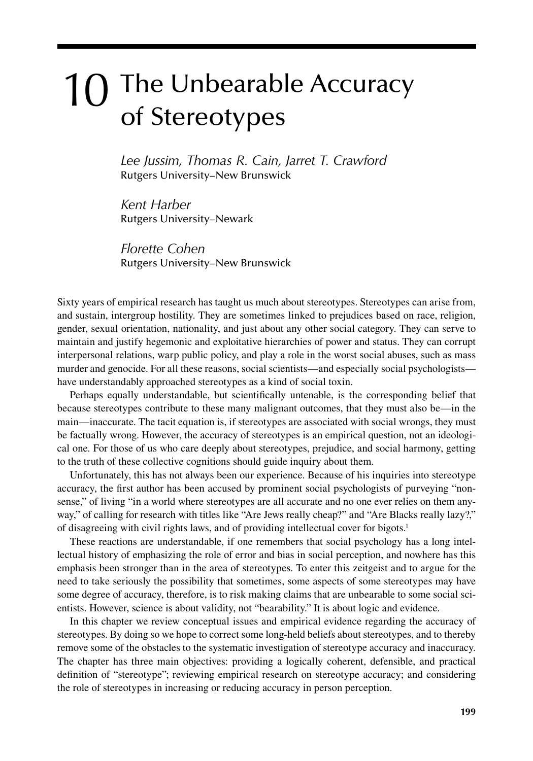# 10 The Unbearable Accuracy of Stereotypes

*Lee Jussim, Thomas R. Cain, Jarret T. Crawford*
Rutgers University–New Brunswick

*Kent Harber*
Rutgers University–Newark

*Florette Cohen*
Rutgers University–New Brunswick

Sixty years of empirical research has taught us much about stereotypes. Stereotypes can arise from, and sustain, intergroup hostility. They are sometimes linked to prejudices based on race, religion, gender, sexual orientation, nationality, and just about any other social category. They can serve to maintain and justify hegemonic and exploitative hierarchies of power and status. They can corrupt interpersonal relations, warp public policy, and play a role in the worst social abuses, such as mass murder and genocide. For all these reasons, social scientists—and especially social psychologists—have understandably approached stereotypes as a kind of social toxin.

Perhaps equally understandable, but scientifically untenable, is the corresponding belief that because stereotypes contribute to these many malignant outcomes, that they must also be—in the main—inaccurate. The tacit equation is, if stereotypes are associated with social wrongs, they must be factually wrong. However, the accuracy of stereotypes is an empirical question, not an ideological one. For those of us who care deeply about stereotypes, prejudice, and social harmony, getting to the truth of these collective cognitions should guide inquiry about them.

Unfortunately, this has not always been our experience. Because of his inquiries into stereotype accuracy, the first author has been accused by prominent social psychologists of purveying "nonsense," of living "in a world where stereotypes are all accurate and no one ever relies on them anyway," of calling for research with titles like "Are Jews really cheap?" and "Are Blacks really lazy?," of disagreeing with civil rights laws, and of providing intellectual cover for bigots.[1]

These reactions are understandable, if one remembers that social psychology has a long intellectual history of emphasizing the role of error and bias in social perception, and nowhere has this emphasis been stronger than in the area of stereotypes. To enter this zeitgeist and to argue for the need to take seriously the possibility that sometimes, some aspects of some stereotypes may have some degree of accuracy, therefore, is to risk making claims that are unbearable to some social scientists. However, science is about validity, not "bearability." It is about logic and evidence.

In this chapter we review conceptual issues and empirical evidence regarding the accuracy of stereotypes. By doing so we hope to correct some long-held beliefs about stereotypes, and to thereby remove some of the obstacles to the systematic investigation of stereotype accuracy and inaccuracy. The chapter has three main objectives: providing a logically coherent, defensible, and practical definition of "stereotype"; reviewing empirical research on stereotype accuracy; and considering the role of stereotypes in increasing or reducing accuracy in person perception.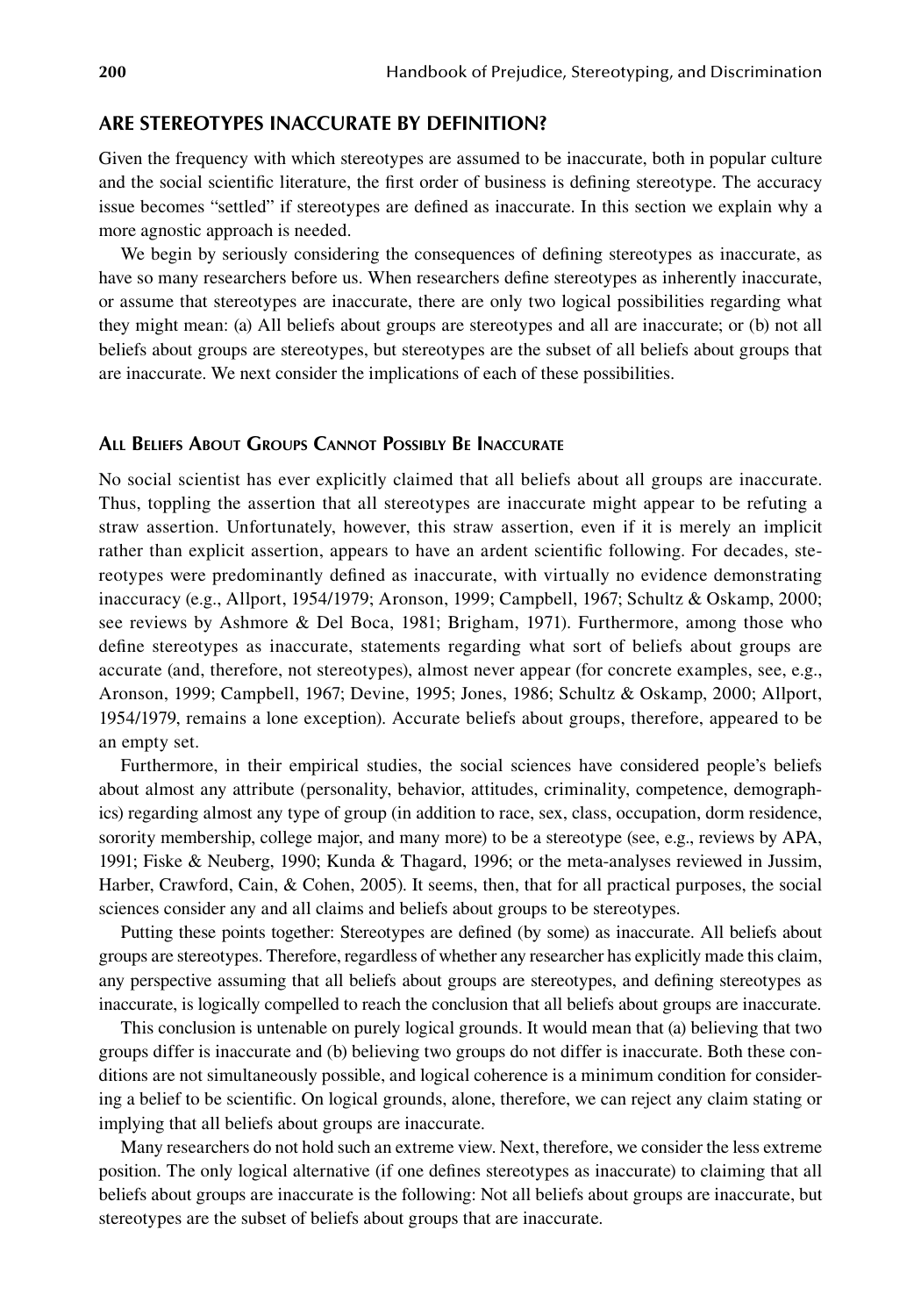## ARE STEREOTYPES INACCURATE BY DEFINITION?

Given the frequency with which stereotypes are assumed to be inaccurate, both in popular culture and the social scientific literature, the first order of business is defining stereotype. The accuracy issue becomes "settled" if stereotypes are defined as inaccurate. In this section we explain why a more agnostic approach is needed.

We begin by seriously considering the consequences of defining stereotypes as inaccurate, as have so many researchers before us. When researchers define stereotypes as inherently inaccurate, or assume that stereotypes are inaccurate, there are only two logical possibilities regarding what they might mean: (a) All beliefs about groups are stereotypes and all are inaccurate; or (b) not all beliefs about groups are stereotypes, but stereotypes are the subset of all beliefs about groups that are inaccurate. We next consider the implications of each of these possibilities.

### ALL BELIEFS ABOUT GROUPS CANNOT POSSIBLY BE INACCURATE

No social scientist has ever explicitly claimed that all beliefs about all groups are inaccurate. Thus, toppling the assertion that all stereotypes are inaccurate might appear to be refuting a straw assertion. Unfortunately, however, this straw assertion, even if it is merely an implicit rather than explicit assertion, appears to have an ardent scientific following. For decades, stereotypes were predominantly defined as inaccurate, with virtually no evidence demonstrating inaccuracy (e.g., Allport, 1954/1979; Aronson, 1999; Campbell, 1967; Schultz & Oskamp, 2000; see reviews by Ashmore & Del Boca, 1981; Brigham, 1971). Furthermore, among those who define stereotypes as inaccurate, statements regarding what sort of beliefs about groups are accurate (and, therefore, not stereotypes), almost never appear (for concrete examples, see, e.g., Aronson, 1999; Campbell, 1967; Devine, 1995; Jones, 1986; Schultz & Oskamp, 2000; Allport, 1954/1979, remains a lone exception). Accurate beliefs about groups, therefore, appeared to be an empty set.

Furthermore, in their empirical studies, the social sciences have considered people's beliefs about almost any attribute (personality, behavior, attitudes, criminality, competence, demographics) regarding almost any type of group (in addition to race, sex, class, occupation, dorm residence, sorority membership, college major, and many more) to be a stereotype (see, e.g., reviews by APA, 1991; Fiske & Neuberg, 1990; Kunda & Thagard, 1996; or the meta-analyses reviewed in Jussim, Harber, Crawford, Cain, & Cohen, 2005). It seems, then, that for all practical purposes, the social sciences consider any and all claims and beliefs about groups to be stereotypes.

Putting these points together: Stereotypes are defined (by some) as inaccurate. All beliefs about groups are stereotypes. Therefore, regardless of whether any researcher has explicitly made this claim, any perspective assuming that all beliefs about groups are stereotypes, and defining stereotypes as inaccurate, is logically compelled to reach the conclusion that all beliefs about groups are inaccurate.

This conclusion is untenable on purely logical grounds. It would mean that (a) believing that two groups differ is inaccurate and (b) believing two groups do not differ is inaccurate. Both these conditions are not simultaneously possible, and logical coherence is a minimum condition for considering a belief to be scientific. On logical grounds, alone, therefore, we can reject any claim stating or implying that all beliefs about groups are inaccurate.

Many researchers do not hold such an extreme view. Next, therefore, we consider the less extreme position. The only logical alternative (if one defines stereotypes as inaccurate) to claiming that all beliefs about groups are inaccurate is the following: Not all beliefs about groups are inaccurate, but stereotypes are the subset of beliefs about groups that are inaccurate.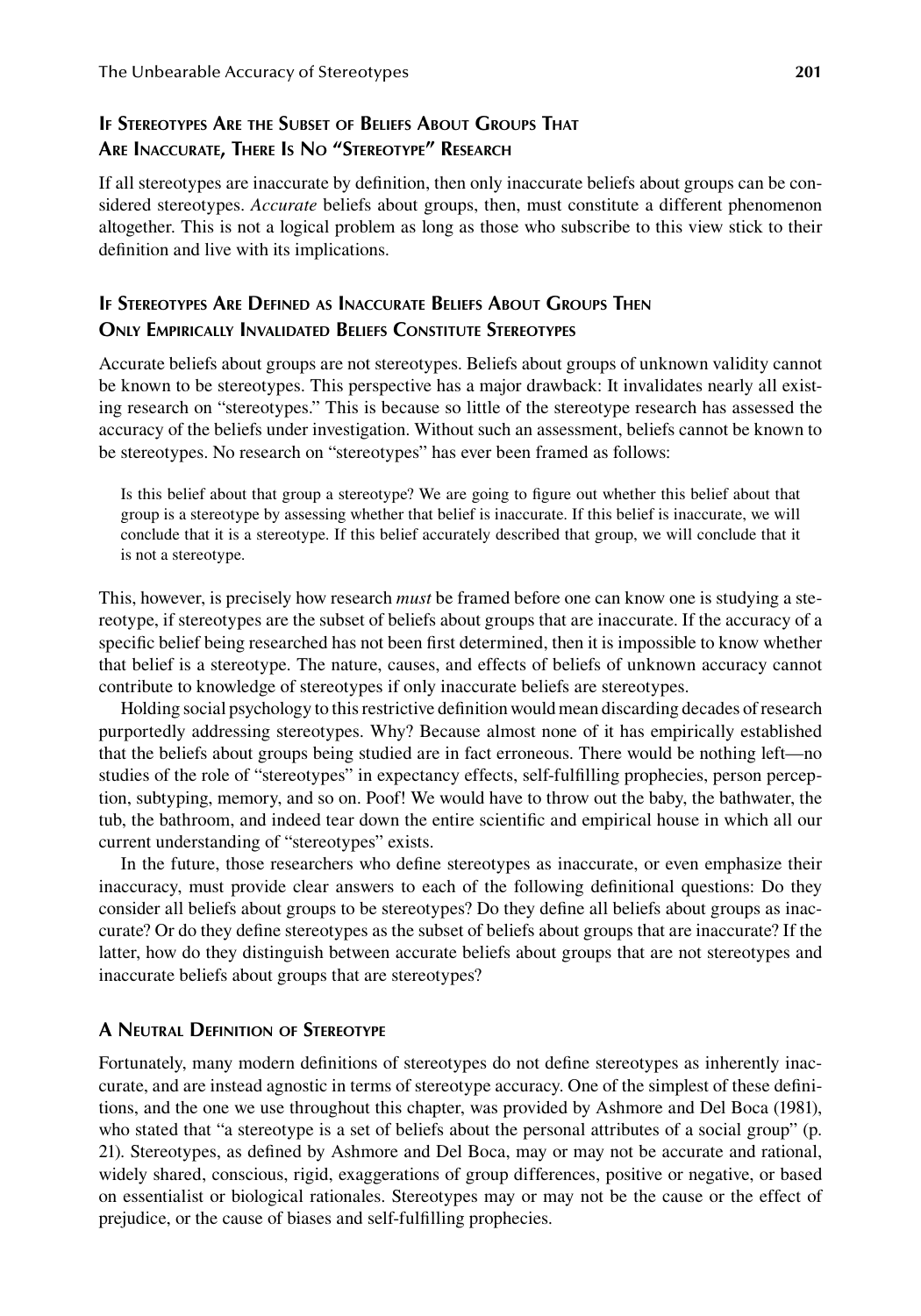### If Stereotypes Are the Subset of Beliefs About Groups That Are Inaccurate, There Is No "Stereotype" Research

If all stereotypes are inaccurate by definition, then only inaccurate beliefs about groups can be considered stereotypes. *Accurate* beliefs about groups, then, must constitute a different phenomenon altogether. This is not a logical problem as long as those who subscribe to this view stick to their definition and live with its implications.

### If Stereotypes Are Defined as Inaccurate Beliefs About Groups Then Only Empirically Invalidated Beliefs Constitute Stereotypes

Accurate beliefs about groups are not stereotypes. Beliefs about groups of unknown validity cannot be known to be stereotypes. This perspective has a major drawback: It invalidates nearly all existing research on "stereotypes." This is because so little of the stereotype research has assessed the accuracy of the beliefs under investigation. Without such an assessment, beliefs cannot be known to be stereotypes. No research on "stereotypes" has ever been framed as follows:

> Is this belief about that group a stereotype? We are going to figure out whether this belief about that group is a stereotype by assessing whether that belief is inaccurate. If this belief is inaccurate, we will conclude that it is a stereotype. If this belief accurately described that group, we will conclude that it is not a stereotype.

This, however, is precisely how research *must* be framed before one can know one is studying a stereotype, if stereotypes are the subset of beliefs about groups that are inaccurate. If the accuracy of a specific belief being researched has not been first determined, then it is impossible to know whether that belief is a stereotype. The nature, causes, and effects of beliefs of unknown accuracy cannot contribute to knowledge of stereotypes if only inaccurate beliefs are stereotypes.

Holding social psychology to this restrictive definition would mean discarding decades of research purportedly addressing stereotypes. Why? Because almost none of it has empirically established that the beliefs about groups being studied are in fact erroneous. There would be nothing left—no studies of the role of "stereotypes" in expectancy effects, self-fulfilling prophecies, person perception, subtyping, memory, and so on. Poof! We would have to throw out the baby, the bathwater, the tub, the bathroom, and indeed tear down the entire scientific and empirical house in which all our current understanding of "stereotypes" exists.

In the future, those researchers who define stereotypes as inaccurate, or even emphasize their inaccuracy, must provide clear answers to each of the following definitional questions: Do they consider all beliefs about groups to be stereotypes? Do they define all beliefs about groups as inaccurate? Or do they define stereotypes as the subset of beliefs about groups that are inaccurate? If the latter, how do they distinguish between accurate beliefs about groups that are not stereotypes and inaccurate beliefs about groups that are stereotypes?

### A Neutral Definition of Stereotype

Fortunately, many modern definitions of stereotypes do not define stereotypes as inherently inaccurate, and are instead agnostic in terms of stereotype accuracy. One of the simplest of these definitions, and the one we use throughout this chapter, was provided by Ashmore and Del Boca (1981), who stated that "a stereotype is a set of beliefs about the personal attributes of a social group" (p. 21). Stereotypes, as defined by Ashmore and Del Boca, may or may not be accurate and rational, widely shared, conscious, rigid, exaggerations of group differences, positive or negative, or based on essentialist or biological rationales. Stereotypes may or may not be the cause or the effect of prejudice, or the cause of biases and self-fulfilling prophecies.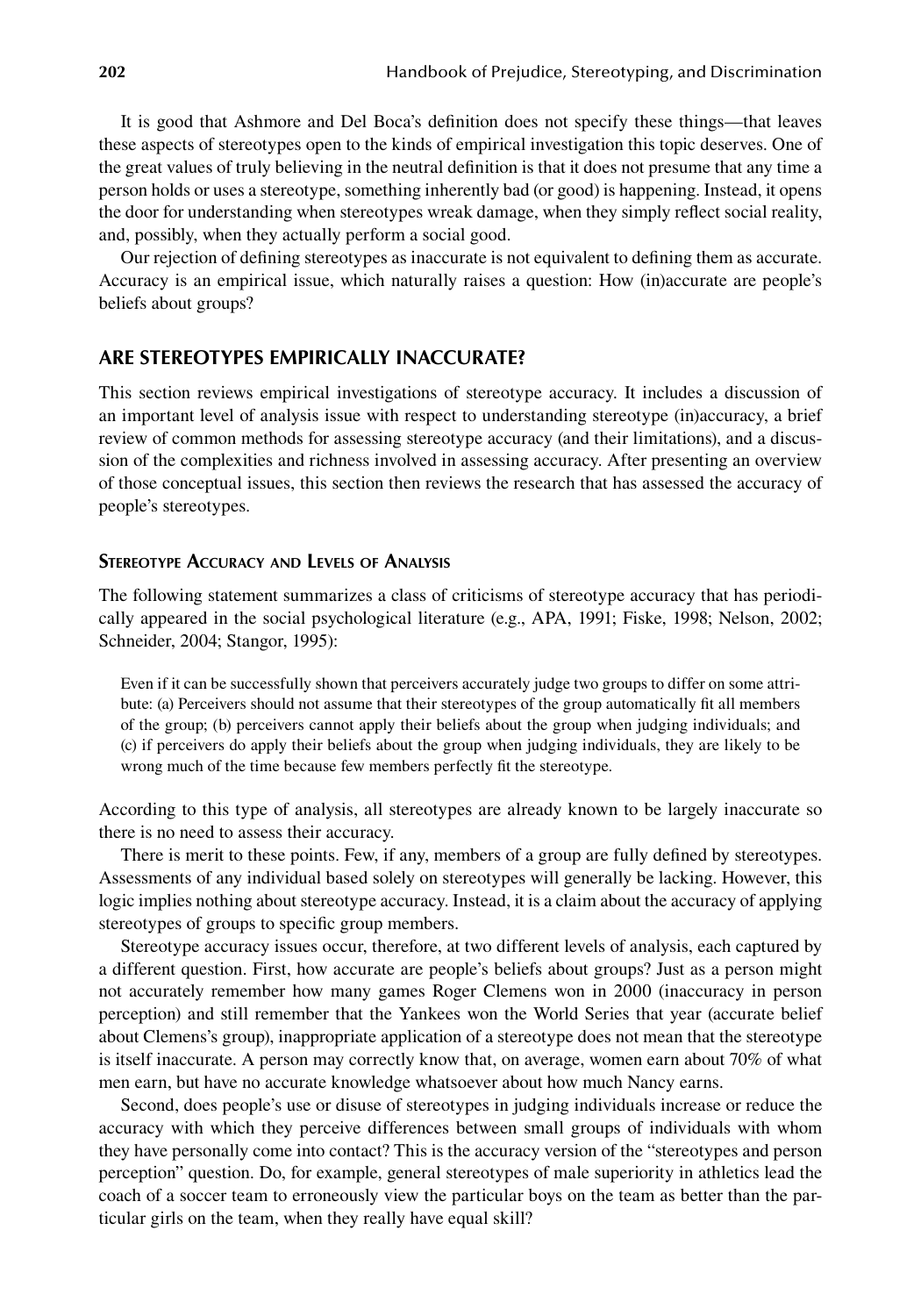It is good that Ashmore and Del Boca's definition does not specify these things—that leaves these aspects of stereotypes open to the kinds of empirical investigation this topic deserves. One of the great values of truly believing in the neutral definition is that it does not presume that any time a person holds or uses a stereotype, something inherently bad (or good) is happening. Instead, it opens the door for understanding when stereotypes wreak damage, when they simply reflect social reality, and, possibly, when they actually perform a social good.

Our rejection of defining stereotypes as inaccurate is not equivalent to defining them as accurate. Accuracy is an empirical issue, which naturally raises a question: How (in)accurate are people's beliefs about groups?

## ARE STEREOTYPES EMPIRICALLY INACCURATE?

This section reviews empirical investigations of stereotype accuracy. It includes a discussion of an important level of analysis issue with respect to understanding stereotype (in)accuracy, a brief review of common methods for assessing stereotype accuracy (and their limitations), and a discussion of the complexities and richness involved in assessing accuracy. After presenting an overview of those conceptual issues, this section then reviews the research that has assessed the accuracy of people's stereotypes.

### STEREOTYPE ACCURACY AND LEVELS OF ANALYSIS

The following statement summarizes a class of criticisms of stereotype accuracy that has periodically appeared in the social psychological literature (e.g., APA, 1991; Fiske, 1998; Nelson, 2002; Schneider, 2004; Stangor, 1995):

> Even if it can be successfully shown that perceivers accurately judge two groups to differ on some attribute: (a) Perceivers should not assume that their stereotypes of the group automatically fit all members of the group; (b) perceivers cannot apply their beliefs about the group when judging individuals; and (c) if perceivers do apply their beliefs about the group when judging individuals, they are likely to be wrong much of the time because few members perfectly fit the stereotype.

According to this type of analysis, all stereotypes are already known to be largely inaccurate so there is no need to assess their accuracy.

There is merit to these points. Few, if any, members of a group are fully defined by stereotypes. Assessments of any individual based solely on stereotypes will generally be lacking. However, this logic implies nothing about stereotype accuracy. Instead, it is a claim about the accuracy of applying stereotypes of groups to specific group members.

Stereotype accuracy issues occur, therefore, at two different levels of analysis, each captured by a different question. First, how accurate are people's beliefs about groups? Just as a person might not accurately remember how many games Roger Clemens won in 2000 (inaccuracy in person perception) and still remember that the Yankees won the World Series that year (accurate belief about Clemens's group), inappropriate application of a stereotype does not mean that the stereotype is itself inaccurate. A person may correctly know that, on average, women earn about 70% of what men earn, but have no accurate knowledge whatsoever about how much Nancy earns.

Second, does people's use or disuse of stereotypes in judging individuals increase or reduce the accuracy with which they perceive differences between small groups of individuals with whom they have personally come into contact? This is the accuracy version of the "stereotypes and person perception" question. Do, for example, general stereotypes of male superiority in athletics lead the coach of a soccer team to erroneously view the particular boys on the team as better than the particular girls on the team, when they really have equal skill?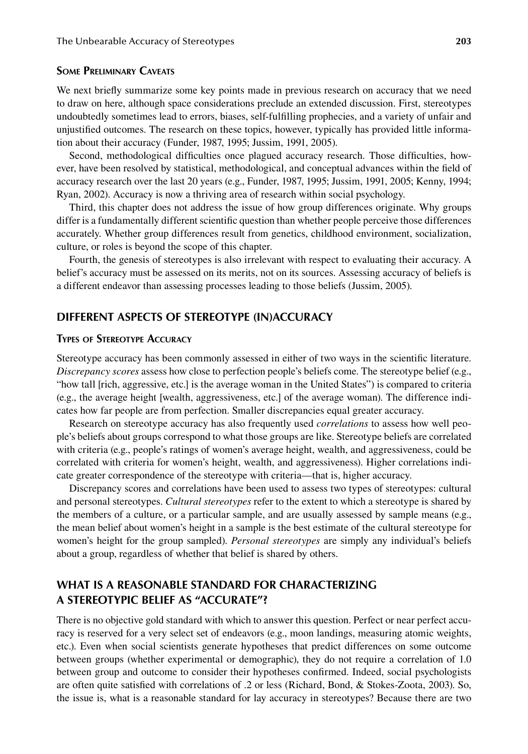### Some Preliminary Caveats

We next briefly summarize some key points made in previous research on accuracy that we need to draw on here, although space considerations preclude an extended discussion. First, stereotypes undoubtedly sometimes lead to errors, biases, self-fulfilling prophecies, and a variety of unfair and unjustified outcomes. The research on these topics, however, typically has provided little information about their accuracy (Funder, 1987, 1995; Jussim, 1991, 2005).

Second, methodological difficulties once plagued accuracy research. Those difficulties, however, have been resolved by statistical, methodological, and conceptual advances within the field of accuracy research over the last 20 years (e.g., Funder, 1987, 1995; Jussim, 1991, 2005; Kenny, 1994; Ryan, 2002). Accuracy is now a thriving area of research within social psychology.

Third, this chapter does not address the issue of how group differences originate. Why groups differ is a fundamentally different scientific question than whether people perceive those differences accurately. Whether group differences result from genetics, childhood environment, socialization, culture, or roles is beyond the scope of this chapter.

Fourth, the genesis of stereotypes is also irrelevant with respect to evaluating their accuracy. A belief's accuracy must be assessed on its merits, not on its sources. Assessing accuracy of beliefs is a different endeavor than assessing processes leading to those beliefs (Jussim, 2005).

## DIFFERENT ASPECTS OF STEREOTYPE (IN)ACCURACY

### Types of Stereotype Accuracy

Stereotype accuracy has been commonly assessed in either of two ways in the scientific literature. *Discrepancy scores* assess how close to perfection people's beliefs come. The stereotype belief (e.g., "how tall [rich, aggressive, etc.] is the average woman in the United States") is compared to criteria (e.g., the average height [wealth, aggressiveness, etc.] of the average woman). The difference indicates how far people are from perfection. Smaller discrepancies equal greater accuracy.

Research on stereotype accuracy has also frequently used *correlations* to assess how well people's beliefs about groups correspond to what those groups are like. Stereotype beliefs are correlated with criteria (e.g., people's ratings of women's average height, wealth, and aggressiveness, could be correlated with criteria for women's height, wealth, and aggressiveness). Higher correlations indicate greater correspondence of the stereotype with criteria—that is, higher accuracy.

Discrepancy scores and correlations have been used to assess two types of stereotypes: cultural and personal stereotypes. *Cultural stereotypes* refer to the extent to which a stereotype is shared by the members of a culture, or a particular sample, and are usually assessed by sample means (e.g., the mean belief about women's height in a sample is the best estimate of the cultural stereotype for women's height for the group sampled). *Personal stereotypes* are simply any individual's beliefs about a group, regardless of whether that belief is shared by others.

## WHAT IS A REASONABLE STANDARD FOR CHARACTERIZING A STEREOTYPIC BELIEF AS "ACCURATE"?

There is no objective gold standard with which to answer this question. Perfect or near perfect accuracy is reserved for a very select set of endeavors (e.g., moon landings, measuring atomic weights, etc.). Even when social scientists generate hypotheses that predict differences on some outcome between groups (whether experimental or demographic), they do not require a correlation of 1.0 between group and outcome to consider their hypotheses confirmed. Indeed, social psychologists are often quite satisfied with correlations of .2 or less (Richard, Bond, & Stokes-Zoota, 2003). So, the issue is, what is a reasonable standard for lay accuracy in stereotypes? Because there are two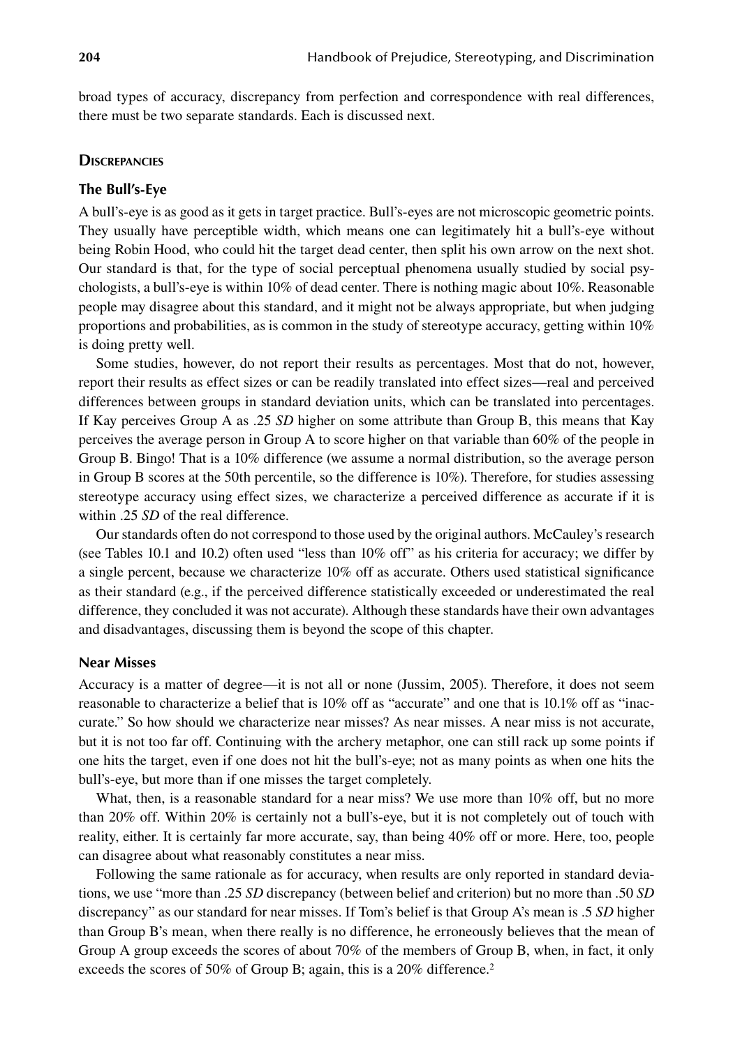broad types of accuracy, discrepancy from perfection and correspondence with real differences, there must be two separate standards. Each is discussed next.

## Discrepancies

### The Bull's-Eye

A bull's-eye is as good as it gets in target practice. Bull's-eyes are not microscopic geometric points. They usually have perceptible width, which means one can legitimately hit a bull's-eye without being Robin Hood, who could hit the target dead center, then split his own arrow on the next shot. Our standard is that, for the type of social perceptual phenomena usually studied by social psychologists, a bull's-eye is within 10% of dead center. There is nothing magic about 10%. Reasonable people may disagree about this standard, and it might not be always appropriate, but when judging proportions and probabilities, as is common in the study of stereotype accuracy, getting within 10% is doing pretty well.

Some studies, however, do not report their results as percentages. Most that do not, however, report their results as effect sizes or can be readily translated into effect sizes—real and perceived differences between groups in standard deviation units, which can be translated into percentages. If Kay perceives Group A as .25 *SD* higher on some attribute than Group B, this means that Kay perceives the average person in Group A to score higher on that variable than 60% of the people in Group B. Bingo! That is a 10% difference (we assume a normal distribution, so the average person in Group B scores at the 50th percentile, so the difference is 10%). Therefore, for studies assessing stereotype accuracy using effect sizes, we characterize a perceived difference as accurate if it is within .25 *SD* of the real difference.

Our standards often do not correspond to those used by the original authors. McCauley's research (see Tables 10.1 and 10.2) often used "less than 10% off" as his criteria for accuracy; we differ by a single percent, because we characterize 10% off as accurate. Others used statistical significance as their standard (e.g., if the perceived difference statistically exceeded or underestimated the real difference, they concluded it was not accurate). Although these standards have their own advantages and disadvantages, discussing them is beyond the scope of this chapter.

### Near Misses

Accuracy is a matter of degree—it is not all or none (Jussim, 2005). Therefore, it does not seem reasonable to characterize a belief that is 10% off as "accurate" and one that is 10.1% off as "inaccurate." So how should we characterize near misses? As near misses. A near miss is not accurate, but it is not too far off. Continuing with the archery metaphor, one can still rack up some points if one hits the target, even if one does not hit the bull's-eye; not as many points as when one hits the bull's-eye, but more than if one misses the target completely.

What, then, is a reasonable standard for a near miss? We use more than 10% off, but no more than 20% off. Within 20% is certainly not a bull's-eye, but it is not completely out of touch with reality, either. It is certainly far more accurate, say, than being 40% off or more. Here, too, people can disagree about what reasonably constitutes a near miss.

Following the same rationale as for accuracy, when results are only reported in standard deviations, we use "more than .25 *SD* discrepancy (between belief and criterion) but no more than .50 *SD* discrepancy" as our standard for near misses. If Tom's belief is that Group A's mean is .5 *SD* higher than Group B's mean, when there really is no difference, he erroneously believes that the mean of Group A group exceeds the scores of about 70% of the members of Group B, when, in fact, it only exceeds the scores of 50% of Group B; again, this is a 20% difference.[2]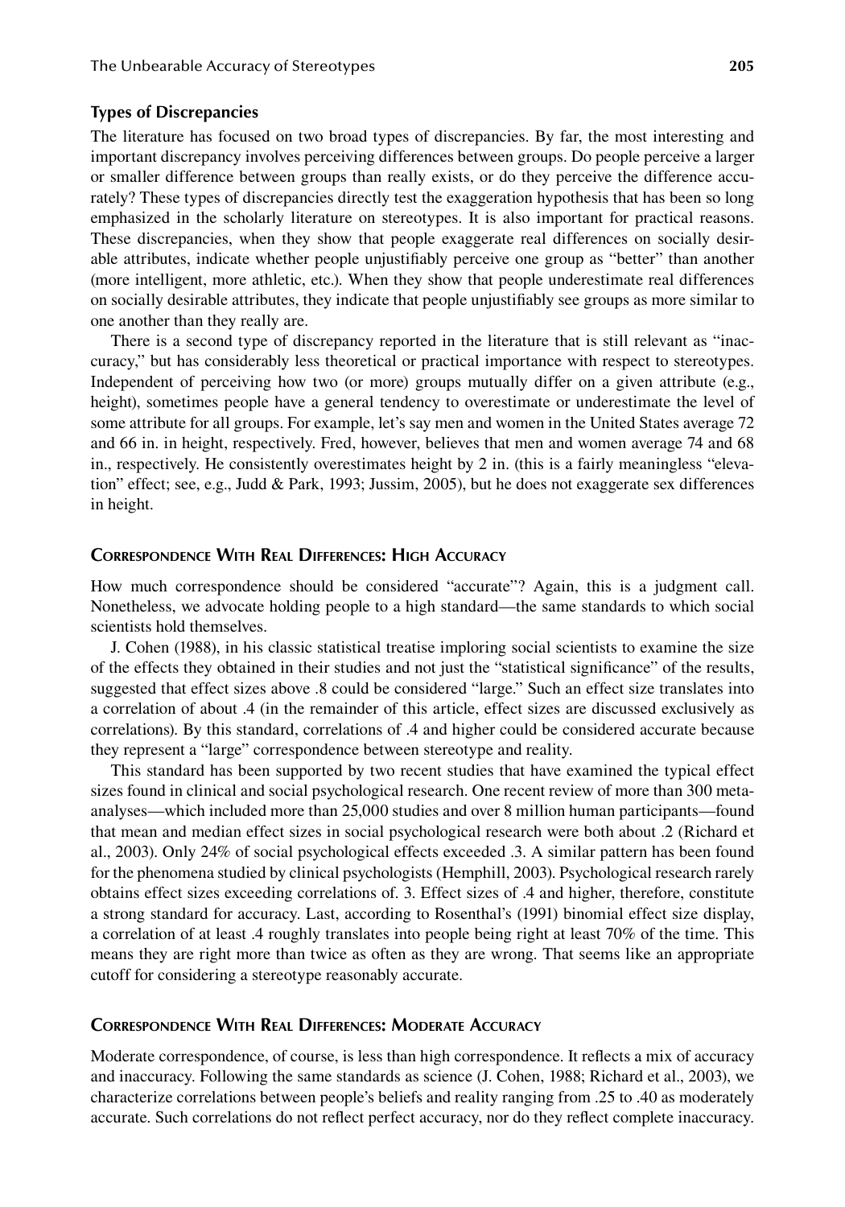### Types of Discrepancies

The literature has focused on two broad types of discrepancies. By far, the most interesting and important discrepancy involves perceiving differences between groups. Do people perceive a larger or smaller difference between groups than really exists, or do they perceive the difference accurately? These types of discrepancies directly test the exaggeration hypothesis that has been so long emphasized in the scholarly literature on stereotypes. It is also important for practical reasons. These discrepancies, when they show that people exaggerate real differences on socially desirable attributes, indicate whether people unjustifiably perceive one group as "better" than another (more intelligent, more athletic, etc.). When they show that people underestimate real differences on socially desirable attributes, they indicate that people unjustifiably see groups as more similar to one another than they really are.

There is a second type of discrepancy reported in the literature that is still relevant as "inaccuracy," but has considerably less theoretical or practical importance with respect to stereotypes. Independent of perceiving how two (or more) groups mutually differ on a given attribute (e.g., height), sometimes people have a general tendency to overestimate or underestimate the level of some attribute for all groups. For example, let's say men and women in the United States average 72 and 66 in. in height, respectively. Fred, however, believes that men and women average 74 and 68 in., respectively. He consistently overestimates height by 2 in. (this is a fairly meaningless "elevation" effect; see, e.g., Judd & Park, 1993; Jussim, 2005), but he does not exaggerate sex differences in height.

### Correspondence With Real Differences: High Accuracy

How much correspondence should be considered "accurate"? Again, this is a judgment call. Nonetheless, we advocate holding people to a high standard—the same standards to which social scientists hold themselves.

J. Cohen (1988), in his classic statistical treatise imploring social scientists to examine the size of the effects they obtained in their studies and not just the "statistical significance" of the results, suggested that effect sizes above .8 could be considered "large." Such an effect size translates into a correlation of about .4 (in the remainder of this article, effect sizes are discussed exclusively as correlations). By this standard, correlations of .4 and higher could be considered accurate because they represent a "large" correspondence between stereotype and reality.

This standard has been supported by two recent studies that have examined the typical effect sizes found in clinical and social psychological research. One recent review of more than 300 meta-analyses—which included more than 25,000 studies and over 8 million human participants—found that mean and median effect sizes in social psychological research were both about .2 (Richard et al., 2003). Only 24% of social psychological effects exceeded .3. A similar pattern has been found for the phenomena studied by clinical psychologists (Hemphill, 2003). Psychological research rarely obtains effect sizes exceeding correlations of. 3. Effect sizes of .4 and higher, therefore, constitute a strong standard for accuracy. Last, according to Rosenthal's (1991) binomial effect size display, a correlation of at least .4 roughly translates into people being right at least 70% of the time. This means they are right more than twice as often as they are wrong. That seems like an appropriate cutoff for considering a stereotype reasonably accurate.

### Correspondence With Real Differences: Moderate Accuracy

Moderate correspondence, of course, is less than high correspondence. It reflects a mix of accuracy and inaccuracy. Following the same standards as science (J. Cohen, 1988; Richard et al., 2003), we characterize correlations between people's beliefs and reality ranging from .25 to .40 as moderately accurate. Such correlations do not reflect perfect accuracy, nor do they reflect complete inaccuracy.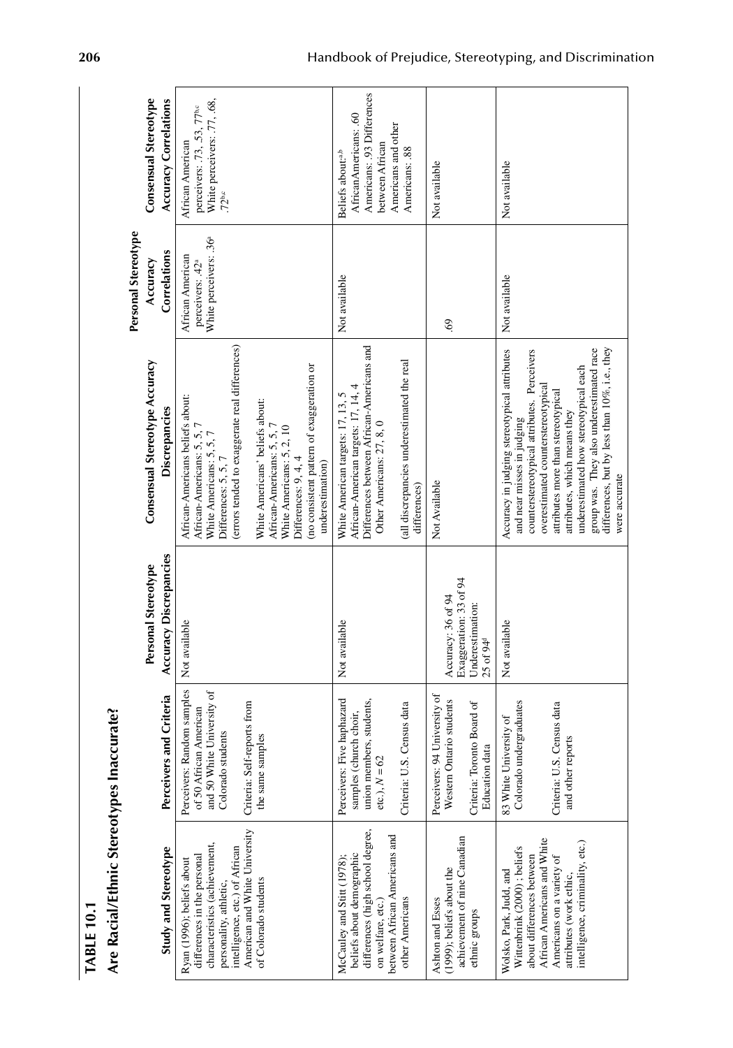**TABLE 10.1**

**Are Racial/Ethnic Stereotypes Inaccurate?**

| Study and Stereotype | Perceivers and Criteria | Personal Stereotype Accuracy Discrepancies | Consensual Stereotype Accuracy Discrepancies | Personal Stereotype Accuracy Correlations | Consensual Stereotype Accuracy Correlations |
|---|---|---|---|---|---|
| Ryan (1996); beliefs about differences in the personal characteristics (achievement, personality, athletic, intelligence, etc.) of African American and White University of Colorado students | Perceivers: Random samples of 50 African American and 50 White University of Colorado students<br><br>Criteria: Self-reports from the same samples | Not available | African-Americans beliefs about:<br>African-Americans: 5, 5, 7<br>White Americans: 5, 5, 7<br>Differences: 5, 5, 7<br>(errors tended to exaggerate real differences)<br><br>White Americans' beliefs about:<br>African-Americans: 5, 5, 7<br>White Americans: 5, 2, 10<br>Differences: 9, 4, 4<br>(no consistent pattern of exaggeration or underestimation) | African American perceivers: .42[a]<br>White perceivers: .36[a] | African American perceivers: .73, .53, .77[b,c]<br>White perceivers: .77, .68, .72[b,c] |
| McCauley and Stitt (1978); beliefs about demographic differences (high school degree, on welfare, etc.) between African Americans and other Americans | Perceivers: Five haphazard samples (church choir, union members, students, etc.), $N = 62$<br><br>Criteria: U.S. Census data | Not available | White American targets: 17, 13, 5<br>African-American targets: 17, 14, 4<br>Differences between African-Americans and Other Americans: 27, 8, 0<br><br>(all discrepancies underestimated the real differences) | Not available | Beliefs about[a,b]<br>AfricanAmericans: .60<br>Americans: .93 Differences between African Americans and other Americans: .88 |
| Ashton and Esses (1999); beliefs about the achievement of nine Canadian ethnic groups | Perceivers: 94 University of Western Ontario students<br><br>Criteria: Toronto Board of Education data | Accuracy: 36 of 94<br>Exaggeration: 33 of 94<br>Underestimation: 25 of 94[d] | Not Available | .69 | Not available |
| Wolsko, Park, Judd, and Wittenbrink (2000); beliefs about differences between African Americans and White Americans on a variety of attributes (work ethic, intelligence, criminality, etc.) | 83 White University of Colorado undergraduates<br><br>Criteria: U.S. Census data and other reports | Not available | Accuracy in judging stereotypical attributes and near misses in judging counterstereotypical attributes. Perceivers overestimated counterstereotypical attributes more than stereotypical attributes, which means they underestimated how stereotypical each group was. They also underestimated race differences, but by less than 10%, i.e., they were accurate | Not available | Not available |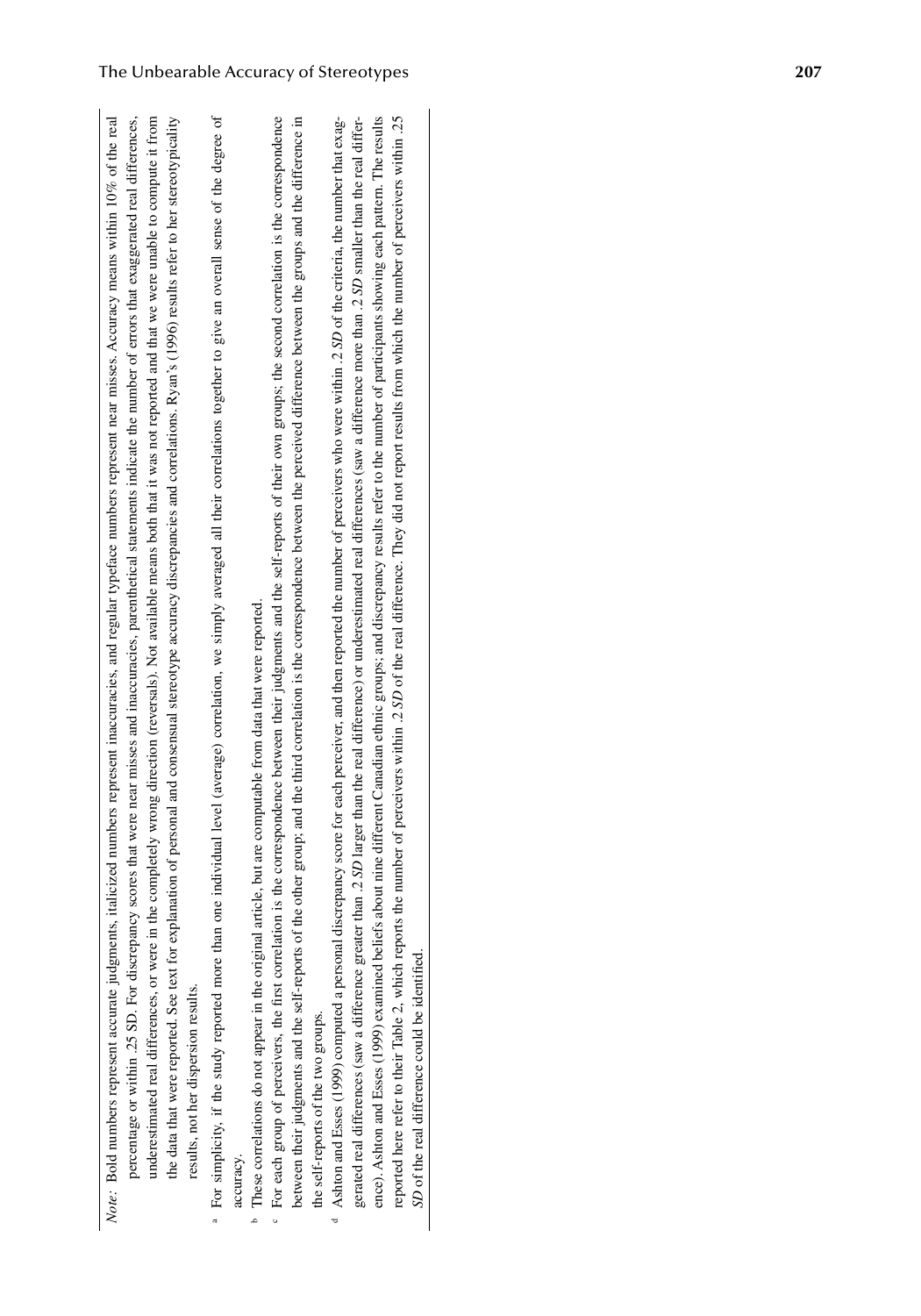*Note:* Bold numbers represent accurate judgments, italicized numbers represent inaccuracies, and regular typeface numbers represent near misses. Accuracy means within 10% of the real percentage or within .25 SD. For discrepancy scores that were near misses and inaccuracies, parenthetical statements indicate the number of errors that exaggerated real differences, underestimated real differences, or were in the completely wrong direction (reversals). Not available means both that it was not reported and that we were unable to compute it from the data that were reported. See text for explanation of personal and consensual stereotype accuracy discrepancies and correlations. Ryan's (1996) results refer to her stereotypicality results, not her dispersion results.

[a] For simplicity, if the study reported more than one individual level (average) correlation, we simply averaged all their correlations together to give an overall sense of the degree of accuracy.

[b] These correlations do not appear in the original article, but are computable from data that were reported.

[c] For each group of perceivers, the first correlation is the correspondence between their judgments and the self-reports of their own groups; the second correlation is the correspondence between their judgments and the self-reports of the other group; and the third correlation is the correspondence between the perceived difference between the groups and the difference in the self-reports of the two groups.

[d] Ashton and Esses (1999) computed a personal discrepancy score for each perceiver, and then reported the number of perceivers who were within .2 *SD* of the criteria, the number that exaggerated real differences (saw a difference greater than .2 *SD* larger than the real difference) or underestimated real differences (saw a difference more than .2 *SD* smaller than the real difference). Ashton and Esses (1999) examined beliefs about nine different Canadian ethnic groups; and discrepancy results refer to the number of participants showing each pattern. The results reported here refer to their Table 2, which reports the number of perceivers within .2 *SD* of the real difference. They did not report results from which the number of perceivers within .25 *SD* of the real difference could be identified.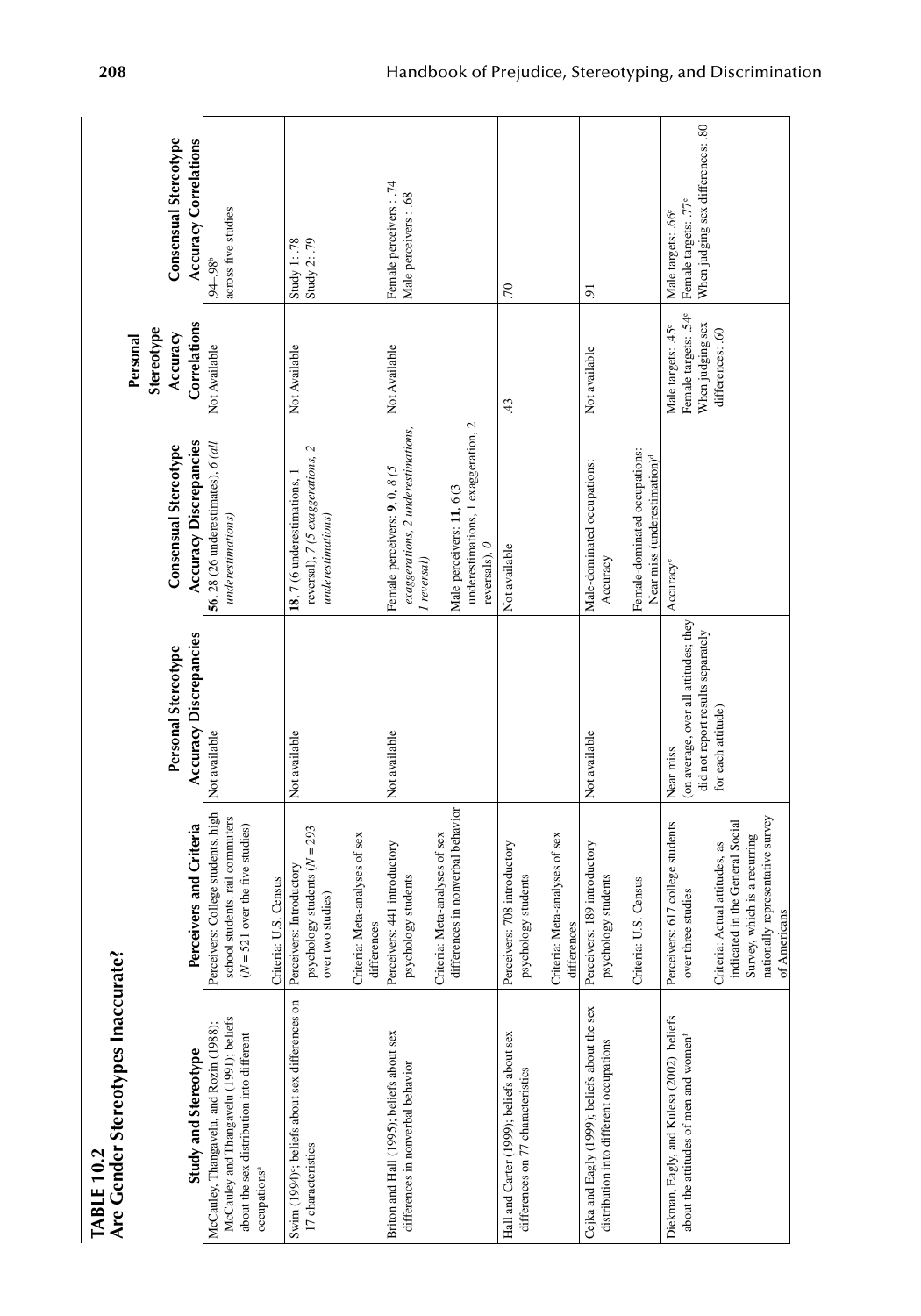**TABLE 10.2**
**Are Gender Stereotypes Inaccurate?**

| Study and Stereotype | Perceivers and Criteria | Personal Stereotype Accuracy Discrepancies | Consensual Stereotype Accuracy Discrepancies | Personal Stereotype Accuracy Correlations | Consensual Stereotype Accuracy Correlations |
|---|---|---|---|---|---|
| McCauley, Thangavelu, and Rozin (1988); McCauley and Thangavelu (1991): beliefs about the sex distribution into different occupations[a] | Perceivers: College students, high school students, rail commuters ($N = 521$ over the five studies)<br>Criteria: U.S. Census | Not available | **56**, 28 (26 underestimates), *6 (all underestimations)* | Not Available | .94–.98[b] across five studies |
| Swim (1994)[c]: beliefs about sex differences on 17 characteristics | Perceivers: Introductory psychology students ($N = 293$ over two studies)<br>Criteria: Meta-analyses of sex differences | Not available | **18**, 7 (6 underestimations, 1 reversal), *7 (5 exaggerations, 2 underestimations)* | Not Available | Study 1: .78<br>Study 2: .79 |
| Briton and Hall (1995): beliefs about sex differences in nonverbal behavior | Perceivers: 441 introductory psychology students<br>Criteria: Meta-analyses of sex differences in nonverbal behavior | Not available | Female perceivers: **9**, 0, *8 (5 exaggerations, 2 underestimations, 1 reversal)*<br>Male perceivers: **11**, 6 (3 underestimations, 1 exaggeration, 2 reversals), *0* | Not Available | Female perceivers: .74<br>Male perceivers: .68 |
| Hall and Carter (1999): beliefs about sex differences on 77 characteristics | Perceivers: 708 introductory psychology students<br>Criteria: Meta-analyses of sex differences | | Not available | .43 | .70 |
| Cejka and Eagly (1999): beliefs about the sex distribution into different occupations | Perceivers: 189 introductory psychology students<br>Criteria: U.S. Census | Not available | Male-dominated occupations: Accuracy<br>Female-dominated occupations: Near miss (underestimation)[d] | Not available | .91 |
| Diekman, Eagly, and Kulesa (2002): beliefs about the attitudes of men and women[f] | Perceivers: 617 college students over three studies<br>Criteria: Actual attitudes, as indicated in the General Social Survey, which is a recurring nationally representative survey of Americans | Near miss (on average, over all attitudes; they did not report results separately for each attitude) | Accuracy[e] | Male targets: .45[e]<br>Female targets: .54[e]<br>When judging sex differences: .60 | Male targets: .66[e]<br>Female targets: .77[e]<br>When judging sex differences: .80 |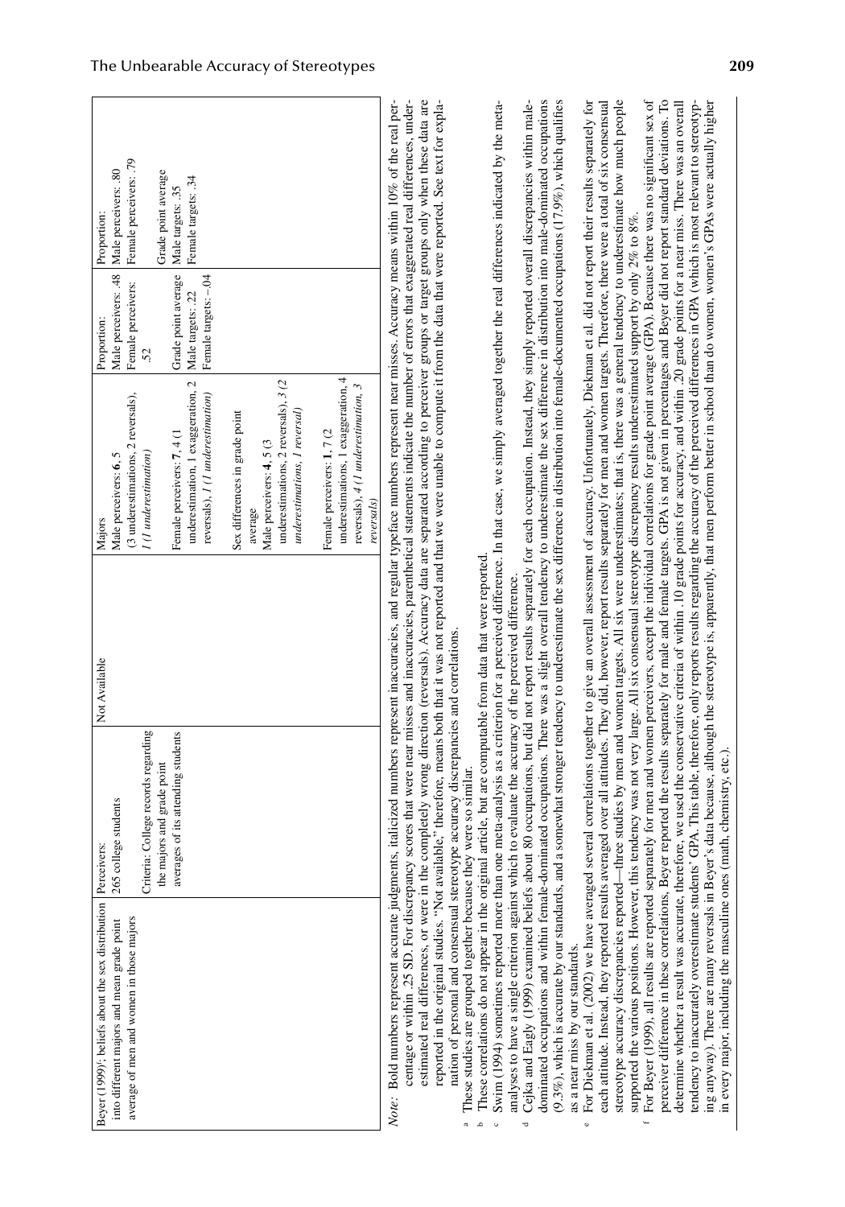| Beyer (1999)[f]: beliefs about the sex distribution into different majors and mean grade point average of men and women in those majors | Perceivers: 265 college students<br><br>Criteria: College records regarding the majors and grade point averages of its attending students | Not Available | Majors<br>Male perceivers: **6**, 5 (3 underestimations, 2 reversals), *1 (1 underestimation)*<br><br>Female perceivers: **7**, 4 (1 underestimation, 1 exaggeration, 2 reversals), *1 (1 underestimation)*<br><br>Sex differences in grade point average<br>Male perceivers: **4**, 5 (3 underestimations, 2 reversals), 3 (2 *underestimations, 1 reversal)*<br><br>Female perceivers: **1**, 7 (2 underestimations, 1 exaggeration, 4 reversals), *4 (1 underestimation, 3 reversals)* | Proportion:<br>Male perceivers: .48<br>Female perceivers: .52<br><br>Grade point average<br>Male targets: .22<br>Female targets: –.04 | Proportion:<br>Male perceivers: .80<br>Female perceivers: .79<br><br>Grade point average<br>Male targets: .35<br>Female targets: .34 |
|---|---|---|---|---|---|

*Note:* Bold numbers represent accurate judgments, italicized numbers represent inaccuracies, and regular typeface numbers represent near misses. Accuracy means within 10% of the real percentage or within .25 SD. For discrepancy scores that were near misses and inaccuracies, parenthetical statements indicate the number of errors that exaggerated real differences, underestimated real differences, or were in the completely wrong direction (reversals). Accuracy data are separated according to perceiver groups or target groups only when these data are reported in the original studies. "Not available," therefore, means both that it was not reported and that we were unable to compute it from the data that were reported. See text for explanation of personal and consensual stereotype accuracy discrepancies and correlations.

[a] These studies are grouped together because they were so similar.

[b] These correlations do not appear in the original article, but are computable from data that were reported.

[c] Swim (1994) sometimes reported more than one meta-analysis as a criterion for a perceived difference. In that case, we simply averaged together the real differences indicated by the meta-analyses to have a single criterion against which to evaluate the accuracy of the perceived difference.

[d] Cejka and Eagly (1999) examined beliefs about 80 occupations, but did not report results separately for each occupation. Instead, they simply reported overall discrepancies within male-dominated occupations and within female-dominated occupations. There was a slight overall tendency to underestimate the sex difference in distribution into male-dominated occupations (9.3%), which is accurate by our standards, and a somewhat stronger tendency to underestimate the sex difference in distribution into female-documented occupations (17.9%), which qualifies as a near miss by our standards.

[e] For Diekman et al. (2002) we have averaged several correlations together to give an overall assessment of accuracy. Unfortunately, Diekman et al. did not report their results separately for each attitude. Instead, they reported results averaged over all attitudes. They did, however, report results separately for men and women targets. Therefore, there were a total of six consensual stereotype accuracy discrepancies reported—three studies by men and women targets. All six were underestimates; that is, there was a general tendency to underestimate how much people supported the various positions. However, this tendency was not very large. All six consensual stereotype discrepancy results underestimated support by only 2% to 8%.

[f] For Beyer (1999), all results are reported separately for men and women perceivers, except the individual correlations for grade point average (GPA). Because there was no significant sex of perceiver difference in these correlations, Beyer reported the results separately for male and female targets. GPA is not given in percentages and Beyer did not report standard deviations. To determine whether a result was accurate, therefore, we used the conservative criteria of within .10 grade points for accuracy, and within .20 grade points for a near miss. There was an overall tendency to inaccurately overestimate students' GPA. This table, therefore, only reports results regarding the accuracy of the perceived differences in GPA (which is most relevant to stereotyping anyway). There are many reversals in Beyer's data because, although the stereotype is, apparently, that men perform better in school than do women, women's GPAs were actually higher in every major, including the masculine ones (math, chemistry, etc.).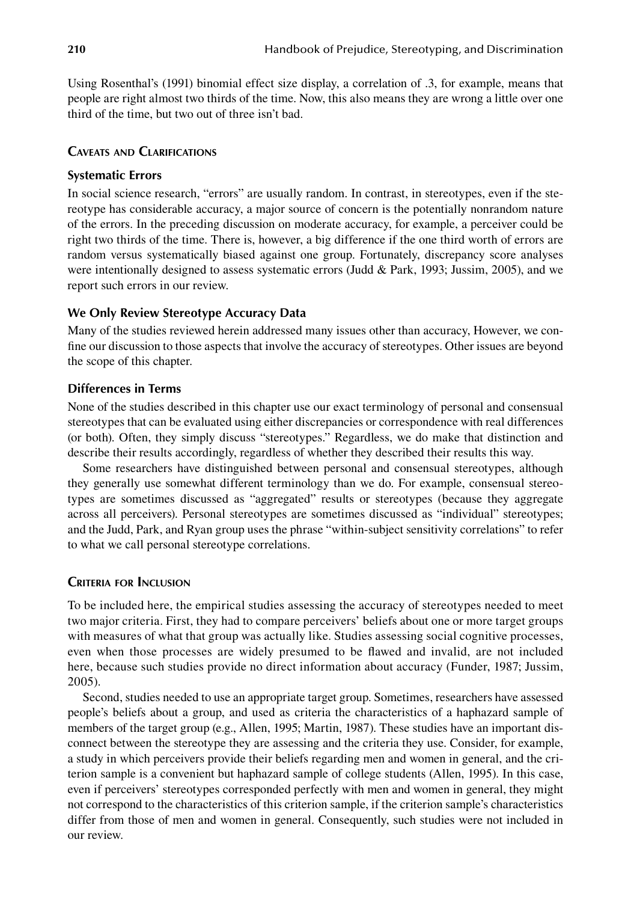Using Rosenthal's (1991) binomial effect size display, a correlation of .3, for example, means that people are right almost two thirds of the time. Now, this also means they are wrong a little over one third of the time, but two out of three isn't bad.

## Caveats and Clarifications

### Systematic Errors

In social science research, "errors" are usually random. In contrast, in stereotypes, even if the stereotype has considerable accuracy, a major source of concern is the potentially nonrandom nature of the errors. In the preceding discussion on moderate accuracy, for example, a perceiver could be right two thirds of the time. There is, however, a big difference if the one third worth of errors are random versus systematically biased against one group. Fortunately, discrepancy score analyses were intentionally designed to assess systematic errors (Judd & Park, 1993; Jussim, 2005), and we report such errors in our review.

### We Only Review Stereotype Accuracy Data

Many of the studies reviewed herein addressed many issues other than accuracy, However, we confine our discussion to those aspects that involve the accuracy of stereotypes. Other issues are beyond the scope of this chapter.

### Differences in Terms

None of the studies described in this chapter use our exact terminology of personal and consensual stereotypes that can be evaluated using either discrepancies or correspondence with real differences (or both). Often, they simply discuss "stereotypes." Regardless, we do make that distinction and describe their results accordingly, regardless of whether they described their results this way.

Some researchers have distinguished between personal and consensual stereotypes, although they generally use somewhat different terminology than we do. For example, consensual stereotypes are sometimes discussed as "aggregated" results or stereotypes (because they aggregate across all perceivers). Personal stereotypes are sometimes discussed as "individual" stereotypes; and the Judd, Park, and Ryan group uses the phrase "within-subject sensitivity correlations" to refer to what we call personal stereotype correlations.

## Criteria for Inclusion

To be included here, the empirical studies assessing the accuracy of stereotypes needed to meet two major criteria. First, they had to compare perceivers' beliefs about one or more target groups with measures of what that group was actually like. Studies assessing social cognitive processes, even when those processes are widely presumed to be flawed and invalid, are not included here, because such studies provide no direct information about accuracy (Funder, 1987; Jussim, 2005).

Second, studies needed to use an appropriate target group. Sometimes, researchers have assessed people's beliefs about a group, and used as criteria the characteristics of a haphazard sample of members of the target group (e.g., Allen, 1995; Martin, 1987). These studies have an important disconnect between the stereotype they are assessing and the criteria they use. Consider, for example, a study in which perceivers provide their beliefs regarding men and women in general, and the criterion sample is a convenient but haphazard sample of college students (Allen, 1995). In this case, even if perceivers' stereotypes corresponded perfectly with men and women in general, they might not correspond to the characteristics of this criterion sample, if the criterion sample's characteristics differ from those of men and women in general. Consequently, such studies were not included in our review.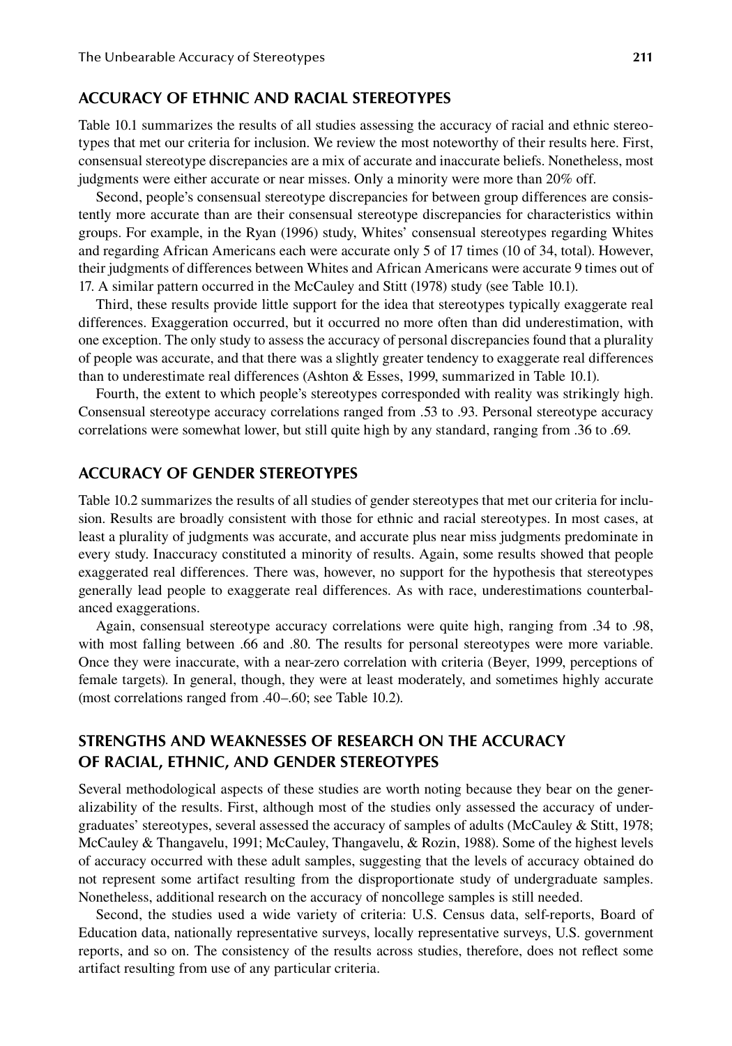## ACCURACY OF ETHNIC AND RACIAL STEREOTYPES

Table 10.1 summarizes the results of all studies assessing the accuracy of racial and ethnic stereotypes that met our criteria for inclusion. We review the most noteworthy of their results here. First, consensual stereotype discrepancies are a mix of accurate and inaccurate beliefs. Nonetheless, most judgments were either accurate or near misses. Only a minority were more than 20% off.

Second, people's consensual stereotype discrepancies for between group differences are consistently more accurate than are their consensual stereotype discrepancies for characteristics within groups. For example, in the Ryan (1996) study, Whites' consensual stereotypes regarding Whites and regarding African Americans each were accurate only 5 of 17 times (10 of 34, total). However, their judgments of differences between Whites and African Americans were accurate 9 times out of 17. A similar pattern occurred in the McCauley and Stitt (1978) study (see Table 10.1).

Third, these results provide little support for the idea that stereotypes typically exaggerate real differences. Exaggeration occurred, but it occurred no more often than did underestimation, with one exception. The only study to assess the accuracy of personal discrepancies found that a plurality of people was accurate, and that there was a slightly greater tendency to exaggerate real differences than to underestimate real differences (Ashton & Esses, 1999, summarized in Table 10.1).

Fourth, the extent to which people's stereotypes corresponded with reality was strikingly high. Consensual stereotype accuracy correlations ranged from .53 to .93. Personal stereotype accuracy correlations were somewhat lower, but still quite high by any standard, ranging from .36 to .69.

## ACCURACY OF GENDER STEREOTYPES

Table 10.2 summarizes the results of all studies of gender stereotypes that met our criteria for inclusion. Results are broadly consistent with those for ethnic and racial stereotypes. In most cases, at least a plurality of judgments was accurate, and accurate plus near miss judgments predominate in every study. Inaccuracy constituted a minority of results. Again, some results showed that people exaggerated real differences. There was, however, no support for the hypothesis that stereotypes generally lead people to exaggerate real differences. As with race, underestimations counterbalanced exaggerations.

Again, consensual stereotype accuracy correlations were quite high, ranging from .34 to .98, with most falling between .66 and .80. The results for personal stereotypes were more variable. Once they were inaccurate, with a near-zero correlation with criteria (Beyer, 1999, perceptions of female targets). In general, though, they were at least moderately, and sometimes highly accurate (most correlations ranged from .40–.60; see Table 10.2).

## STRENGTHS AND WEAKNESSES OF RESEARCH ON THE ACCURACY OF RACIAL, ETHNIC, AND GENDER STEREOTYPES

Several methodological aspects of these studies are worth noting because they bear on the generalizability of the results. First, although most of the studies only assessed the accuracy of undergraduates' stereotypes, several assessed the accuracy of samples of adults (McCauley & Stitt, 1978; McCauley & Thangavelu, 1991; McCauley, Thangavelu, & Rozin, 1988). Some of the highest levels of accuracy occurred with these adult samples, suggesting that the levels of accuracy obtained do not represent some artifact resulting from the disproportionate study of undergraduate samples. Nonetheless, additional research on the accuracy of noncollege samples is still needed.

Second, the studies used a wide variety of criteria: U.S. Census data, self-reports, Board of Education data, nationally representative surveys, locally representative surveys, U.S. government reports, and so on. The consistency of the results across studies, therefore, does not reflect some artifact resulting from use of any particular criteria.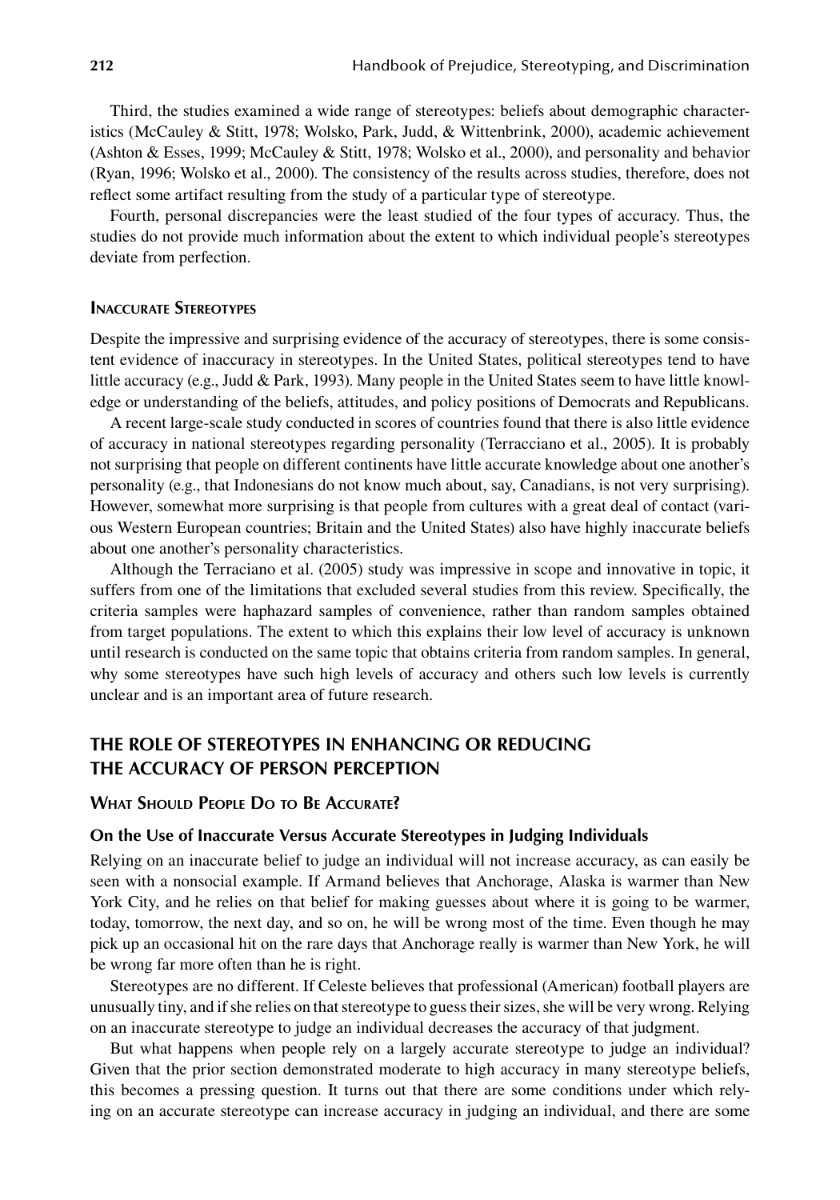Third, the studies examined a wide range of stereotypes: beliefs about demographic characteristics (McCauley & Stitt, 1978; Wolsko, Park, Judd, & Wittenbrink, 2000), academic achievement (Ashton & Esses, 1999; McCauley & Stitt, 1978; Wolsko et al., 2000), and personality and behavior (Ryan, 1996; Wolsko et al., 2000). The consistency of the results across studies, therefore, does not reflect some artifact resulting from the study of a particular type of stereotype.

Fourth, personal discrepancies were the least studied of the four types of accuracy. Thus, the studies do not provide much information about the extent to which individual people's stereotypes deviate from perfection.

### Inaccurate Stereotypes

Despite the impressive and surprising evidence of the accuracy of stereotypes, there is some consistent evidence of inaccuracy in stereotypes. In the United States, political stereotypes tend to have little accuracy (e.g., Judd & Park, 1993). Many people in the United States seem to have little knowledge or understanding of the beliefs, attitudes, and policy positions of Democrats and Republicans.

A recent large-scale study conducted in scores of countries found that there is also little evidence of accuracy in national stereotypes regarding personality (Terracciano et al., 2005). It is probably not surprising that people on different continents have little accurate knowledge about one another's personality (e.g., that Indonesians do not know much about, say, Canadians, is not very surprising). However, somewhat more surprising is that people from cultures with a great deal of contact (various Western European countries; Britain and the United States) also have highly inaccurate beliefs about one another's personality characteristics.

Although the Terraciano et al. (2005) study was impressive in scope and innovative in topic, it suffers from one of the limitations that excluded several studies from this review. Specifically, the criteria samples were haphazard samples of convenience, rather than random samples obtained from target populations. The extent to which this explains their low level of accuracy is unknown until research is conducted on the same topic that obtains criteria from random samples. In general, why some stereotypes have such high levels of accuracy and others such low levels is currently unclear and is an important area of future research.

## The Role of Stereotypes in Enhancing or Reducing the Accuracy of Person Perception

### What Should People Do to Be Accurate?

#### On the Use of Inaccurate Versus Accurate Stereotypes in Judging Individuals

Relying on an inaccurate belief to judge an individual will not increase accuracy, as can easily be seen with a nonsocial example. If Armand believes that Anchorage, Alaska is warmer than New York City, and he relies on that belief for making guesses about where it is going to be warmer, today, tomorrow, the next day, and so on, he will be wrong most of the time. Even though he may pick up an occasional hit on the rare days that Anchorage really is warmer than New York, he will be wrong far more often than he is right.

Stereotypes are no different. If Celeste believes that professional (American) football players are unusually tiny, and if she relies on that stereotype to guess their sizes, she will be very wrong. Relying on an inaccurate stereotype to judge an individual decreases the accuracy of that judgment.

But what happens when people rely on a largely accurate stereotype to judge an individual? Given that the prior section demonstrated moderate to high accuracy in many stereotype beliefs, this becomes a pressing question. It turns out that there are some conditions under which relying on an accurate stereotype can increase accuracy in judging an individual, and there are some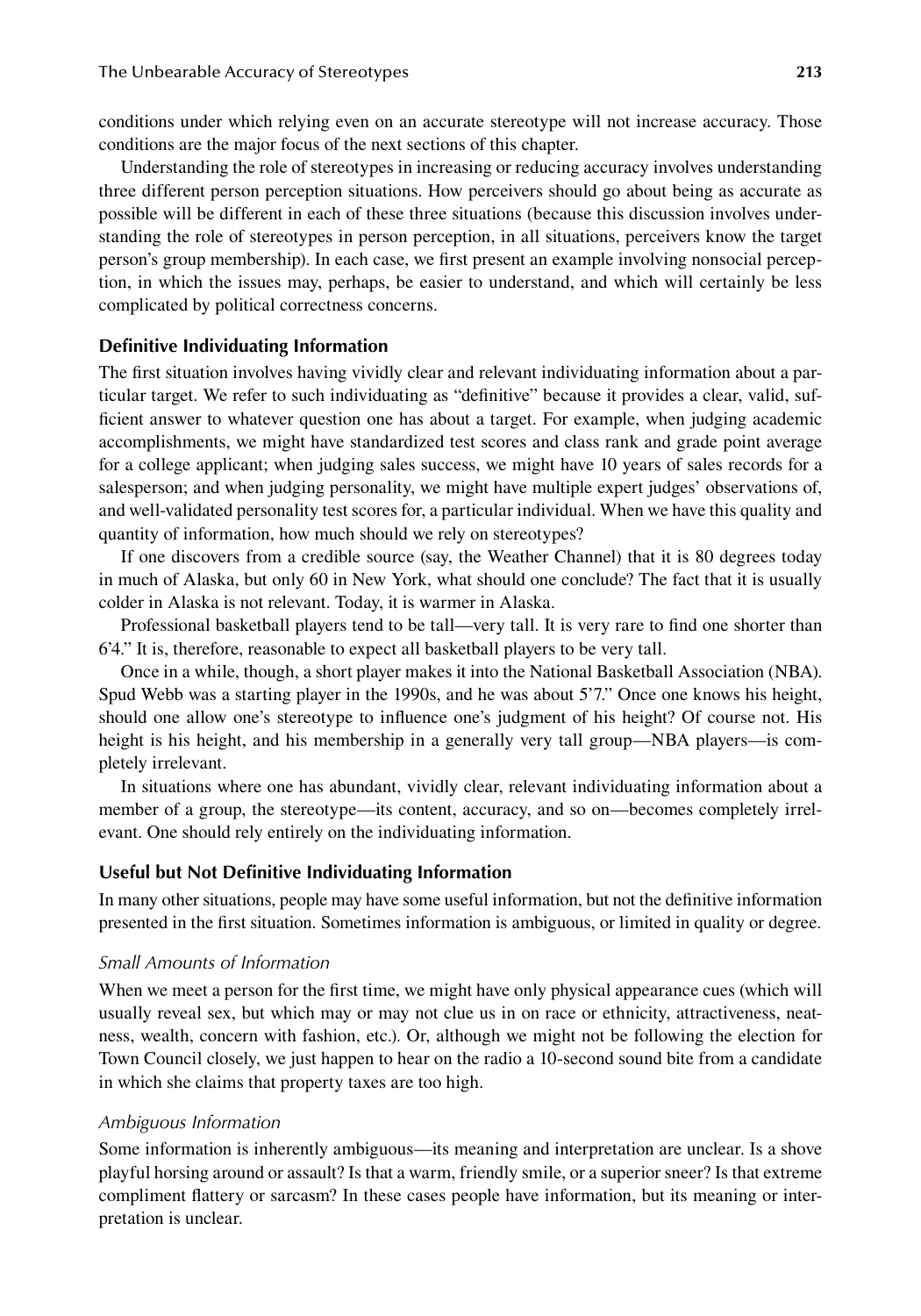conditions under which relying even on an accurate stereotype will not increase accuracy. Those conditions are the major focus of the next sections of this chapter.

Understanding the role of stereotypes in increasing or reducing accuracy involves understanding three different person perception situations. How perceivers should go about being as accurate as possible will be different in each of these three situations (because this discussion involves understanding the role of stereotypes in person perception, in all situations, perceivers know the target person's group membership). In each case, we first present an example involving nonsocial perception, in which the issues may, perhaps, be easier to understand, and which will certainly be less complicated by political correctness concerns.

### Definitive Individuating Information

The first situation involves having vividly clear and relevant individuating information about a particular target. We refer to such individuating as "definitive" because it provides a clear, valid, sufficient answer to whatever question one has about a target. For example, when judging academic accomplishments, we might have standardized test scores and class rank and grade point average for a college applicant; when judging sales success, we might have 10 years of sales records for a salesperson; and when judging personality, we might have multiple expert judges' observations of, and well-validated personality test scores for, a particular individual. When we have this quality and quantity of information, how much should we rely on stereotypes?

If one discovers from a credible source (say, the Weather Channel) that it is 80 degrees today in much of Alaska, but only 60 in New York, what should one conclude? The fact that it is usually colder in Alaska is not relevant. Today, it is warmer in Alaska.

Professional basketball players tend to be tall—very tall. It is very rare to find one shorter than 6'4." It is, therefore, reasonable to expect all basketball players to be very tall.

Once in a while, though, a short player makes it into the National Basketball Association (NBA). Spud Webb was a starting player in the 1990s, and he was about 5'7." Once one knows his height, should one allow one's stereotype to influence one's judgment of his height? Of course not. His height is his height, and his membership in a generally very tall group—NBA players—is completely irrelevant.

In situations where one has abundant, vividly clear, relevant individuating information about a member of a group, the stereotype—its content, accuracy, and so on—becomes completely irrelevant. One should rely entirely on the individuating information.

### Useful but Not Definitive Individuating Information

In many other situations, people may have some useful information, but not the definitive information presented in the first situation. Sometimes information is ambiguous, or limited in quality or degree.

#### *Small Amounts of Information*

When we meet a person for the first time, we might have only physical appearance cues (which will usually reveal sex, but which may or may not clue us in on race or ethnicity, attractiveness, neatness, wealth, concern with fashion, etc.). Or, although we might not be following the election for Town Council closely, we just happen to hear on the radio a 10-second sound bite from a candidate in which she claims that property taxes are too high.

#### *Ambiguous Information*

Some information is inherently ambiguous—its meaning and interpretation are unclear. Is a shove playful horsing around or assault? Is that a warm, friendly smile, or a superior sneer? Is that extreme compliment flattery or sarcasm? In these cases people have information, but its meaning or interpretation is unclear.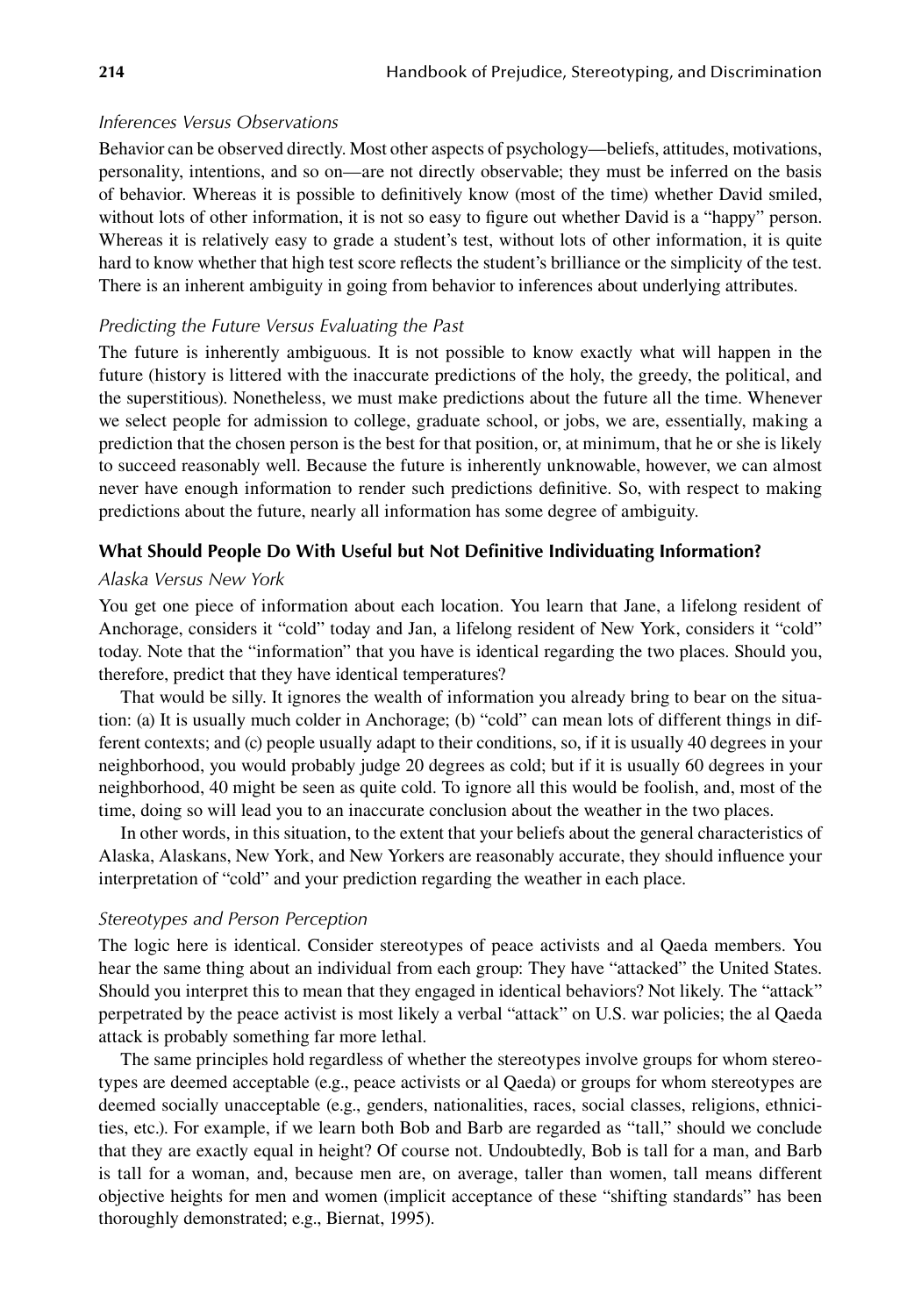#### *Inferences Versus Observations*

Behavior can be observed directly. Most other aspects of psychology—beliefs, attitudes, motivations, personality, intentions, and so on—are not directly observable; they must be inferred on the basis of behavior. Whereas it is possible to definitively know (most of the time) whether David smiled, without lots of other information, it is not so easy to figure out whether David is a "happy" person. Whereas it is relatively easy to grade a student's test, without lots of other information, it is quite hard to know whether that high test score reflects the student's brilliance or the simplicity of the test. There is an inherent ambiguity in going from behavior to inferences about underlying attributes.

#### *Predicting the Future Versus Evaluating the Past*

The future is inherently ambiguous. It is not possible to know exactly what will happen in the future (history is littered with the inaccurate predictions of the holy, the greedy, the political, and the superstitious). Nonetheless, we must make predictions about the future all the time. Whenever we select people for admission to college, graduate school, or jobs, we are, essentially, making a prediction that the chosen person is the best for that position, or, at minimum, that he or she is likely to succeed reasonably well. Because the future is inherently unknowable, however, we can almost never have enough information to render such predictions definitive. So, with respect to making predictions about the future, nearly all information has some degree of ambiguity.

### What Should People Do With Useful but Not Definitive Individuating Information?

#### *Alaska Versus New York*

You get one piece of information about each location. You learn that Jane, a lifelong resident of Anchorage, considers it "cold" today and Jan, a lifelong resident of New York, considers it "cold" today. Note that the "information" that you have is identical regarding the two places. Should you, therefore, predict that they have identical temperatures?

That would be silly. It ignores the wealth of information you already bring to bear on the situation: (a) It is usually much colder in Anchorage; (b) "cold" can mean lots of different things in different contexts; and (c) people usually adapt to their conditions, so, if it is usually 40 degrees in your neighborhood, you would probably judge 20 degrees as cold; but if it is usually 60 degrees in your neighborhood, 40 might be seen as quite cold. To ignore all this would be foolish, and, most of the time, doing so will lead you to an inaccurate conclusion about the weather in the two places.

In other words, in this situation, to the extent that your beliefs about the general characteristics of Alaska, Alaskans, New York, and New Yorkers are reasonably accurate, they should influence your interpretation of "cold" and your prediction regarding the weather in each place.

#### *Stereotypes and Person Perception*

The logic here is identical. Consider stereotypes of peace activists and al Qaeda members. You hear the same thing about an individual from each group: They have "attacked" the United States. Should you interpret this to mean that they engaged in identical behaviors? Not likely. The "attack" perpetrated by the peace activist is most likely a verbal "attack" on U.S. war policies; the al Qaeda attack is probably something far more lethal.

The same principles hold regardless of whether the stereotypes involve groups for whom stereotypes are deemed acceptable (e.g., peace activists or al Qaeda) or groups for whom stereotypes are deemed socially unacceptable (e.g., genders, nationalities, races, social classes, religions, ethnicities, etc.). For example, if we learn both Bob and Barb are regarded as "tall," should we conclude that they are exactly equal in height? Of course not. Undoubtedly, Bob is tall for a man, and Barb is tall for a woman, and, because men are, on average, taller than women, tall means different objective heights for men and women (implicit acceptance of these "shifting standards" has been thoroughly demonstrated; e.g., Biernat, 1995).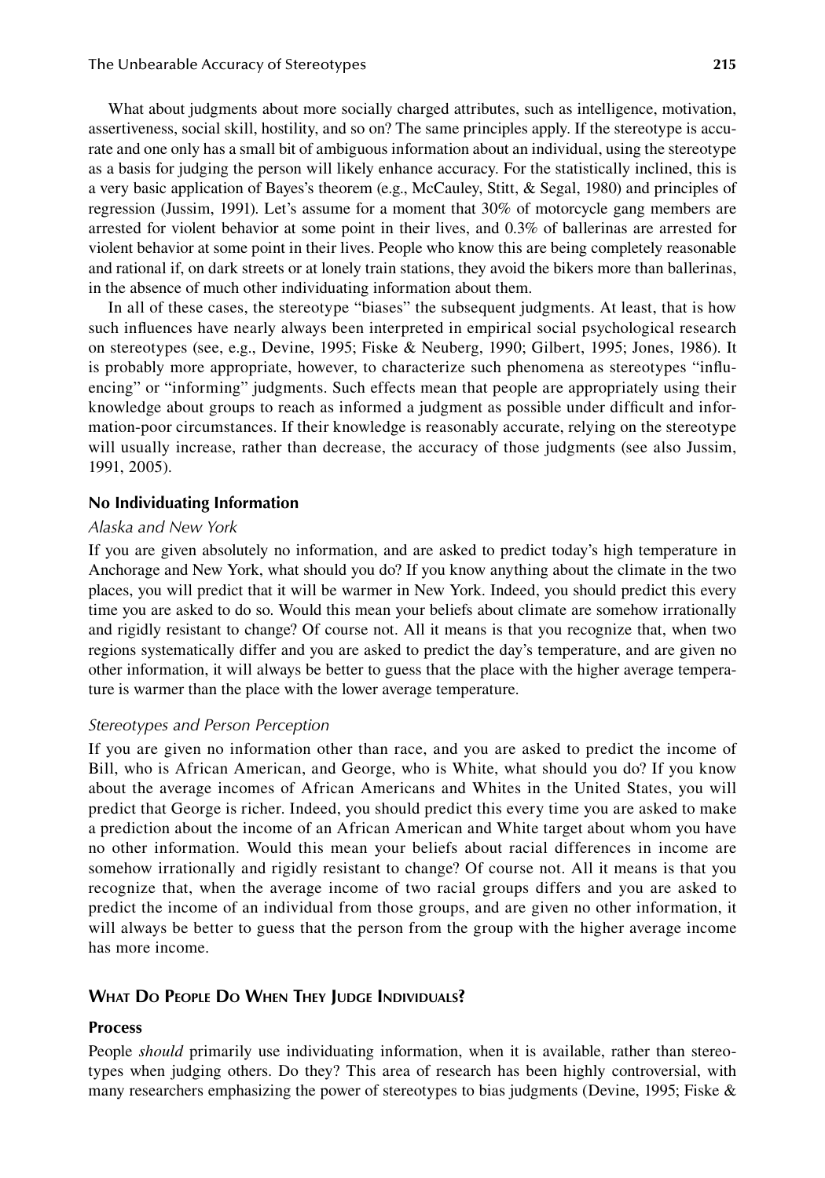What about judgments about more socially charged attributes, such as intelligence, motivation, assertiveness, social skill, hostility, and so on? The same principles apply. If the stereotype is accurate and one only has a small bit of ambiguous information about an individual, using the stereotype as a basis for judging the person will likely enhance accuracy. For the statistically inclined, this is a very basic application of Bayes's theorem (e.g., McCauley, Stitt, & Segal, 1980) and principles of regression (Jussim, 1991). Let's assume for a moment that 30% of motorcycle gang members are arrested for violent behavior at some point in their lives, and 0.3% of ballerinas are arrested for violent behavior at some point in their lives. People who know this are being completely reasonable and rational if, on dark streets or at lonely train stations, they avoid the bikers more than ballerinas, in the absence of much other individuating information about them.

In all of these cases, the stereotype "biases" the subsequent judgments. At least, that is how such influences have nearly always been interpreted in empirical social psychological research on stereotypes (see, e.g., Devine, 1995; Fiske & Neuberg, 1990; Gilbert, 1995; Jones, 1986). It is probably more appropriate, however, to characterize such phenomena as stereotypes "influencing" or "informing" judgments. Such effects mean that people are appropriately using their knowledge about groups to reach as informed a judgment as possible under difficult and information-poor circumstances. If their knowledge is reasonably accurate, relying on the stereotype will usually increase, rather than decrease, the accuracy of those judgments (see also Jussim, 1991, 2005).

### No Individuating Information

#### *Alaska and New York*

If you are given absolutely no information, and are asked to predict today's high temperature in Anchorage and New York, what should you do? If you know anything about the climate in the two places, you will predict that it will be warmer in New York. Indeed, you should predict this every time you are asked to do so. Would this mean your beliefs about climate are somehow irrationally and rigidly resistant to change? Of course not. All it means is that you recognize that, when two regions systematically differ and you are asked to predict the day's temperature, and are given no other information, it will always be better to guess that the place with the higher average temperature is warmer than the place with the lower average temperature.

#### *Stereotypes and Person Perception*

If you are given no information other than race, and you are asked to predict the income of Bill, who is African American, and George, who is White, what should you do? If you know about the average incomes of African Americans and Whites in the United States, you will predict that George is richer. Indeed, you should predict this every time you are asked to make a prediction about the income of an African American and White target about whom you have no other information. Would this mean your beliefs about racial differences in income are somehow irrationally and rigidly resistant to change? Of course not. All it means is that you recognize that, when the average income of two racial groups differs and you are asked to predict the income of an individual from those groups, and are given no other information, it will always be better to guess that the person from the group with the higher average income has more income.

## What Do People Do When They Judge Individuals?

### Process

People *should* primarily use individuating information, when it is available, rather than stereotypes when judging others. Do they? This area of research has been highly controversial, with many researchers emphasizing the power of stereotypes to bias judgments (Devine, 1995; Fiske &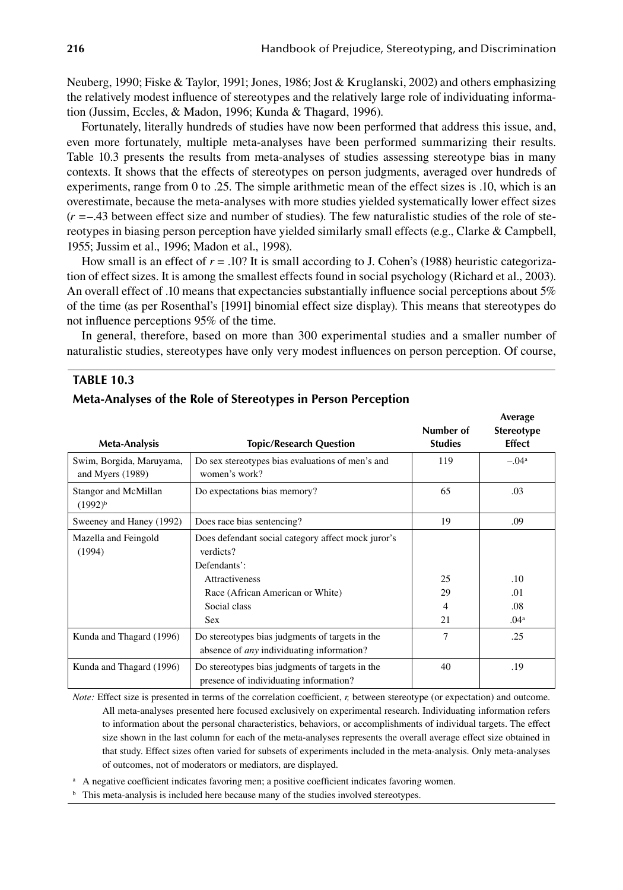Neuberg, 1990; Fiske & Taylor, 1991; Jones, 1986; Jost & Kruglanski, 2002) and others emphasizing the relatively modest influence of stereotypes and the relatively large role of individuating information (Jussim, Eccles, & Madon, 1996; Kunda & Thagard, 1996).

Fortunately, literally hundreds of studies have now been performed that address this issue, and, even more fortunately, multiple meta-analyses have been performed summarizing their results. Table 10.3 presents the results from meta-analyses of studies assessing stereotype bias in many contexts. It shows that the effects of stereotypes on person judgments, averaged over hundreds of experiments, range from 0 to .25. The simple arithmetic mean of the effect sizes is .10, which is an overestimate, because the meta-analyses with more studies yielded systematically lower effect sizes ($r = -.43$ between effect size and number of studies). The few naturalistic studies of the role of stereotypes in biasing person perception have yielded similarly small effects (e.g., Clarke & Campbell, 1955; Jussim et al., 1996; Madon et al., 1998).

How small is an effect of $r = .10$? It is small according to J. Cohen's (1988) heuristic categorization of effect sizes. It is among the smallest effects found in social psychology (Richard et al., 2003). An overall effect of .10 means that expectancies substantially influence social perceptions about 5% of the time (as per Rosenthal's [1991] binomial effect size display). This means that stereotypes do not influence perceptions 95% of the time.

In general, therefore, based on more than 300 experimental studies and a smaller number of naturalistic studies, stereotypes have only very modest influences on person perception. Of course,

**TABLE 10.3**

**Meta-Analyses of the Role of Stereotypes in Person Perception**

| Meta-Analysis | Topic/Research Question | Number of Studies | Average Stereotype Effect |
|---|---|---|---|
| Swim, Borgida, Maruyama, and Myers (1989) | Do sex stereotypes bias evaluations of men's and women's work? | 119 | –.04[a] |
| Stangor and McMillan (1992)[b] | Do expectations bias memory? | 65 | .03 |
| Sweeney and Haney (1992) | Does race bias sentencing? | 19 | .09 |
| Mazella and Feingold (1994) | Does defendant social category affect mock juror's verdicts? Defendants': | | |
| | Attractiveness | 25 | .10 |
| | Race (African American or White) | 29 | .01 |
| | Social class | 4 | .08 |
| | Sex | 21 | .04[a] |
| Kunda and Thagard (1996) | Do stereotypes bias judgments of targets in the absence of *any* individuating information? | 7 | .25 |
| Kunda and Thagard (1996) | Do stereotypes bias judgments of targets in the presence of individuating information? | 40 | .19 |

*Note:* Effect size is presented in terms of the correlation coefficient, *r,* between stereotype (or expectation) and outcome. All meta-analyses presented here focused exclusively on experimental research. Individuating information refers to information about the personal characteristics, behaviors, or accomplishments of individual targets. The effect size shown in the last column for each of the meta-analyses represents the overall average effect size obtained in that study. Effect sizes often varied for subsets of experiments included in the meta-analysis. Only meta-analyses of outcomes, not of moderators or mediators, are displayed.

[a] A negative coefficient indicates favoring men; a positive coefficient indicates favoring women.

[b] This meta-analysis is included here because many of the studies involved stereotypes.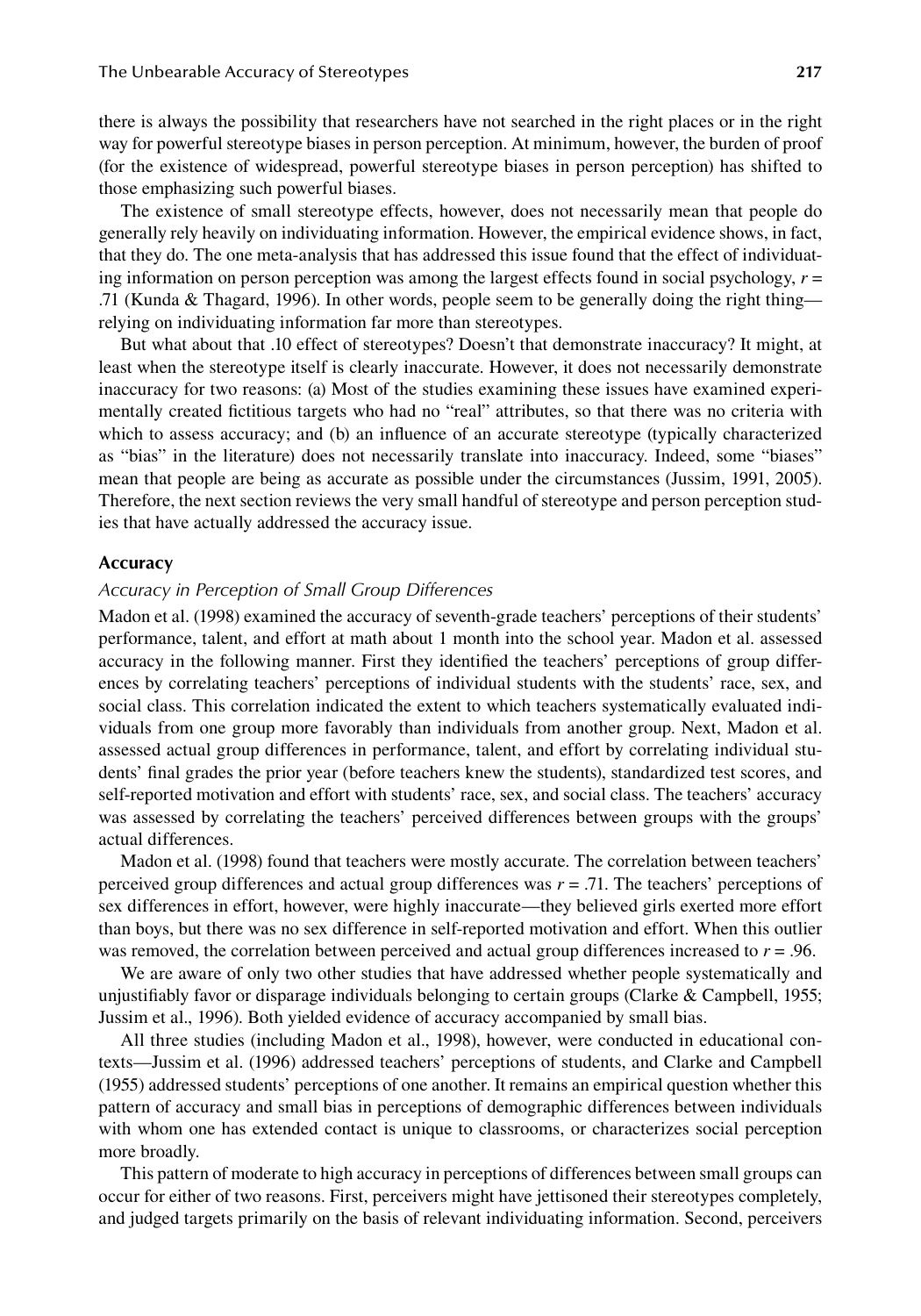there is always the possibility that researchers have not searched in the right places or in the right way for powerful stereotype biases in person perception. At minimum, however, the burden of proof (for the existence of widespread, powerful stereotype biases in person perception) has shifted to those emphasizing such powerful biases.

The existence of small stereotype effects, however, does not necessarily mean that people do generally rely heavily on individuating information. However, the empirical evidence shows, in fact, that they do. The one meta-analysis that has addressed this issue found that the effect of individuating information on person perception was among the largest effects found in social psychology, $r$ = .71 (Kunda & Thagard, 1996). In other words, people seem to be generally doing the right thing—relying on individuating information far more than stereotypes.

But what about that .10 effect of stereotypes? Doesn't that demonstrate inaccuracy? It might, at least when the stereotype itself is clearly inaccurate. However, it does not necessarily demonstrate inaccuracy for two reasons: (a) Most of the studies examining these issues have examined experimentally created fictitious targets who had no "real" attributes, so that there was no criteria with which to assess accuracy; and (b) an influence of an accurate stereotype (typically characterized as "bias" in the literature) does not necessarily translate into inaccuracy. Indeed, some "biases" mean that people are being as accurate as possible under the circumstances (Jussim, 1991, 2005). Therefore, the next section reviews the very small handful of stereotype and person perception studies that have actually addressed the accuracy issue.

## Accuracy

### *Accuracy in Perception of Small Group Differences*

Madon et al. (1998) examined the accuracy of seventh-grade teachers' perceptions of their students' performance, talent, and effort at math about 1 month into the school year. Madon et al. assessed accuracy in the following manner. First they identified the teachers' perceptions of group differences by correlating teachers' perceptions of individual students with the students' race, sex, and social class. This correlation indicated the extent to which teachers systematically evaluated individuals from one group more favorably than individuals from another group. Next, Madon et al. assessed actual group differences in performance, talent, and effort by correlating individual students' final grades the prior year (before teachers knew the students), standardized test scores, and self-reported motivation and effort with students' race, sex, and social class. The teachers' accuracy was assessed by correlating the teachers' perceived differences between groups with the groups' actual differences.

Madon et al. (1998) found that teachers were mostly accurate. The correlation between teachers' perceived group differences and actual group differences was $r$ = .71. The teachers' perceptions of sex differences in effort, however, were highly inaccurate—they believed girls exerted more effort than boys, but there was no sex difference in self-reported motivation and effort. When this outlier was removed, the correlation between perceived and actual group differences increased to $r$ = .96.

We are aware of only two other studies that have addressed whether people systematically and unjustifiably favor or disparage individuals belonging to certain groups (Clarke & Campbell, 1955; Jussim et al., 1996). Both yielded evidence of accuracy accompanied by small bias.

All three studies (including Madon et al., 1998), however, were conducted in educational contexts—Jussim et al. (1996) addressed teachers' perceptions of students, and Clarke and Campbell (1955) addressed students' perceptions of one another. It remains an empirical question whether this pattern of accuracy and small bias in perceptions of demographic differences between individuals with whom one has extended contact is unique to classrooms, or characterizes social perception more broadly.

This pattern of moderate to high accuracy in perceptions of differences between small groups can occur for either of two reasons. First, perceivers might have jettisoned their stereotypes completely, and judged targets primarily on the basis of relevant individuating information. Second, perceivers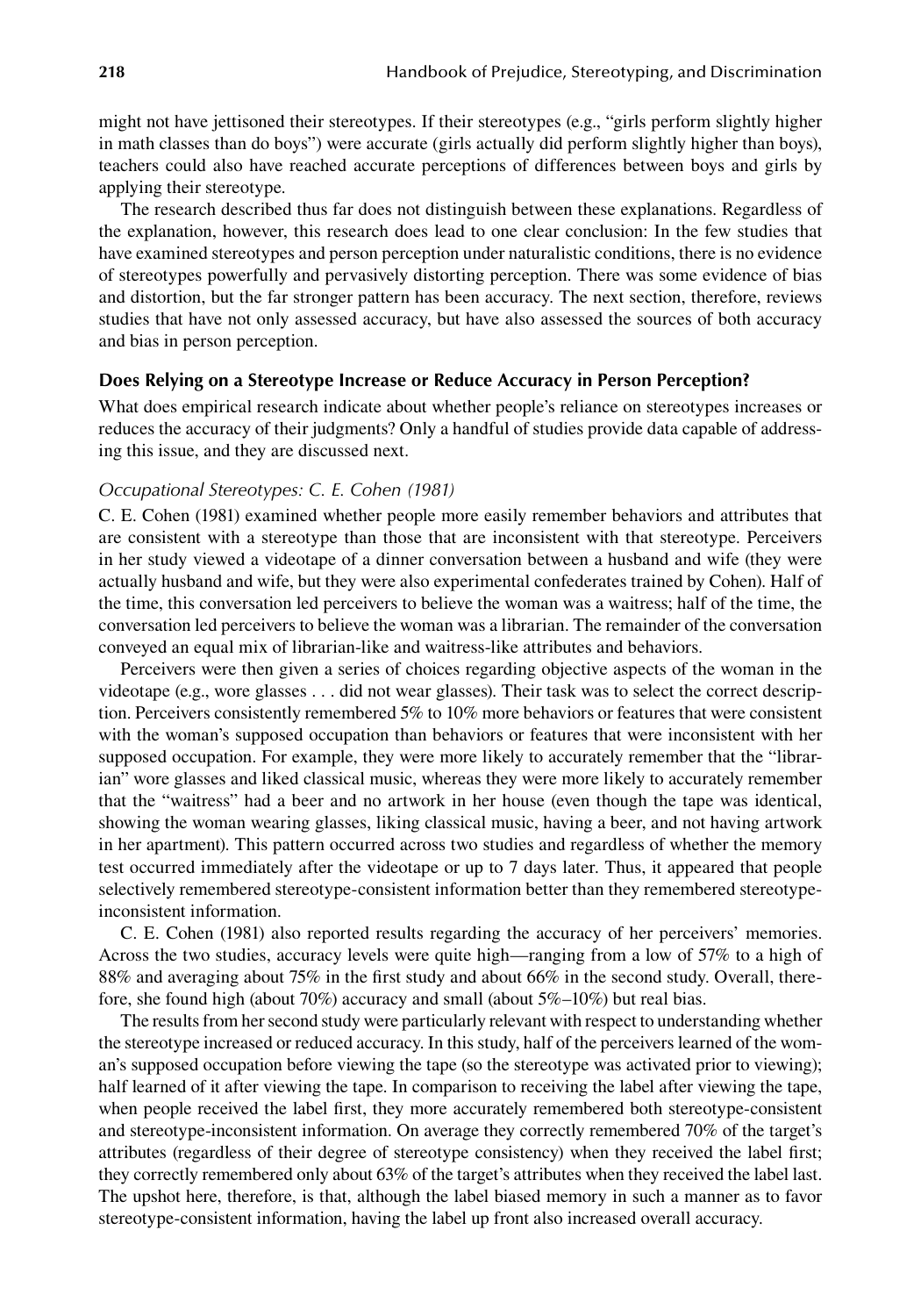might not have jettisoned their stereotypes. If their stereotypes (e.g., "girls perform slightly higher in math classes than do boys") were accurate (girls actually did perform slightly higher than boys), teachers could also have reached accurate perceptions of differences between boys and girls by applying their stereotype.

The research described thus far does not distinguish between these explanations. Regardless of the explanation, however, this research does lead to one clear conclusion: In the few studies that have examined stereotypes and person perception under naturalistic conditions, there is no evidence of stereotypes powerfully and pervasively distorting perception. There was some evidence of bias and distortion, but the far stronger pattern has been accuracy. The next section, therefore, reviews studies that have not only assessed accuracy, but have also assessed the sources of both accuracy and bias in person perception.

## Does Relying on a Stereotype Increase or Reduce Accuracy in Person Perception?

What does empirical research indicate about whether people's reliance on stereotypes increases or reduces the accuracy of their judgments? Only a handful of studies provide data capable of addressing this issue, and they are discussed next.

### *Occupational Stereotypes: C. E. Cohen (1981)*

C. E. Cohen (1981) examined whether people more easily remember behaviors and attributes that are consistent with a stereotype than those that are inconsistent with that stereotype. Perceivers in her study viewed a videotape of a dinner conversation between a husband and wife (they were actually husband and wife, but they were also experimental confederates trained by Cohen). Half of the time, this conversation led perceivers to believe the woman was a waitress; half of the time, the conversation led perceivers to believe the woman was a librarian. The remainder of the conversation conveyed an equal mix of librarian-like and waitress-like attributes and behaviors.

Perceivers were then given a series of choices regarding objective aspects of the woman in the videotape (e.g., wore glasses . . . did not wear glasses). Their task was to select the correct description. Perceivers consistently remembered 5% to 10% more behaviors or features that were consistent with the woman's supposed occupation than behaviors or features that were inconsistent with her supposed occupation. For example, they were more likely to accurately remember that the "librarian" wore glasses and liked classical music, whereas they were more likely to accurately remember that the "waitress" had a beer and no artwork in her house (even though the tape was identical, showing the woman wearing glasses, liking classical music, having a beer, and not having artwork in her apartment). This pattern occurred across two studies and regardless of whether the memory test occurred immediately after the videotape or up to 7 days later. Thus, it appeared that people selectively remembered stereotype-consistent information better than they remembered stereotype-inconsistent information.

C. E. Cohen (1981) also reported results regarding the accuracy of her perceivers' memories. Across the two studies, accuracy levels were quite high—ranging from a low of 57% to a high of 88% and averaging about 75% in the first study and about 66% in the second study. Overall, therefore, she found high (about 70%) accuracy and small (about 5%–10%) but real bias.

The results from her second study were particularly relevant with respect to understanding whether the stereotype increased or reduced accuracy. In this study, half of the perceivers learned of the woman's supposed occupation before viewing the tape (so the stereotype was activated prior to viewing); half learned of it after viewing the tape. In comparison to receiving the label after viewing the tape, when people received the label first, they more accurately remembered both stereotype-consistent and stereotype-inconsistent information. On average they correctly remembered 70% of the target's attributes (regardless of their degree of stereotype consistency) when they received the label first; they correctly remembered only about 63% of the target's attributes when they received the label last. The upshot here, therefore, is that, although the label biased memory in such a manner as to favor stereotype-consistent information, having the label up front also increased overall accuracy.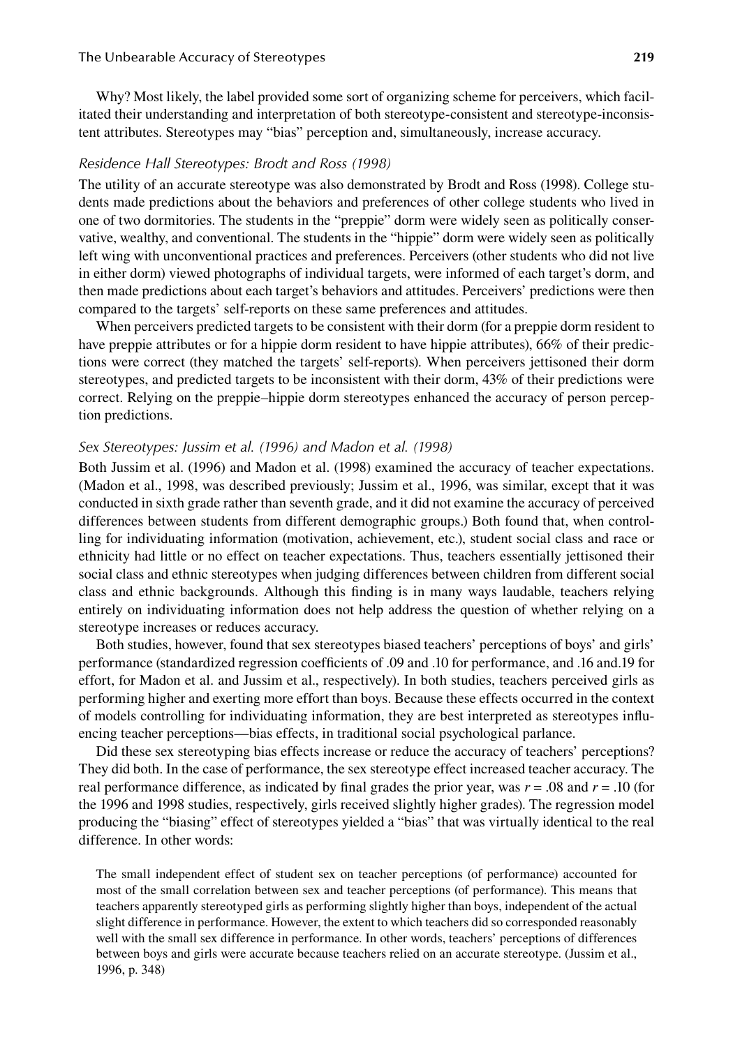Why? Most likely, the label provided some sort of organizing scheme for perceivers, which facilitated their understanding and interpretation of both stereotype-consistent and stereotype-inconsistent attributes. Stereotypes may "bias" perception and, simultaneously, increase accuracy.

### *Residence Hall Stereotypes: Brodt and Ross (1998)*

The utility of an accurate stereotype was also demonstrated by Brodt and Ross (1998). College students made predictions about the behaviors and preferences of other college students who lived in one of two dormitories. The students in the "preppie" dorm were widely seen as politically conservative, wealthy, and conventional. The students in the "hippie" dorm were widely seen as politically left wing with unconventional practices and preferences. Perceivers (other students who did not live in either dorm) viewed photographs of individual targets, were informed of each target's dorm, and then made predictions about each target's behaviors and attitudes. Perceivers' predictions were then compared to the targets' self-reports on these same preferences and attitudes.

When perceivers predicted targets to be consistent with their dorm (for a preppie dorm resident to have preppie attributes or for a hippie dorm resident to have hippie attributes), 66% of their predictions were correct (they matched the targets' self-reports). When perceivers jettisoned their dorm stereotypes, and predicted targets to be inconsistent with their dorm, 43% of their predictions were correct. Relying on the preppie–hippie dorm stereotypes enhanced the accuracy of person perception predictions.

### *Sex Stereotypes: Jussim et al. (1996) and Madon et al. (1998)*

Both Jussim et al. (1996) and Madon et al. (1998) examined the accuracy of teacher expectations. (Madon et al., 1998, was described previously; Jussim et al., 1996, was similar, except that it was conducted in sixth grade rather than seventh grade, and it did not examine the accuracy of perceived differences between students from different demographic groups.) Both found that, when controlling for individuating information (motivation, achievement, etc.), student social class and race or ethnicity had little or no effect on teacher expectations. Thus, teachers essentially jettisoned their social class and ethnic stereotypes when judging differences between children from different social class and ethnic backgrounds. Although this finding is in many ways laudable, teachers relying entirely on individuating information does not help address the question of whether relying on a stereotype increases or reduces accuracy.

Both studies, however, found that sex stereotypes biased teachers' perceptions of boys' and girls' performance (standardized regression coefficients of .09 and .10 for performance, and .16 and.19 for effort, for Madon et al. and Jussim et al., respectively). In both studies, teachers perceived girls as performing higher and exerting more effort than boys. Because these effects occurred in the context of models controlling for individuating information, they are best interpreted as stereotypes influencing teacher perceptions—bias effects, in traditional social psychological parlance.

Did these sex stereotyping bias effects increase or reduce the accuracy of teachers' perceptions? They did both. In the case of performance, the sex stereotype effect increased teacher accuracy. The real performance difference, as indicated by final grades the prior year, was $r = .08$ and $r = .10$ (for the 1996 and 1998 studies, respectively, girls received slightly higher grades). The regression model producing the "biasing" effect of stereotypes yielded a "bias" that was virtually identical to the real difference. In other words:

> The small independent effect of student sex on teacher perceptions (of performance) accounted for most of the small correlation between sex and teacher perceptions (of performance). This means that teachers apparently stereotyped girls as performing slightly higher than boys, independent of the actual slight difference in performance. However, the extent to which teachers did so corresponded reasonably well with the small sex difference in performance. In other words, teachers' perceptions of differences between boys and girls were accurate because teachers relied on an accurate stereotype. (Jussim et al., 1996, p. 348)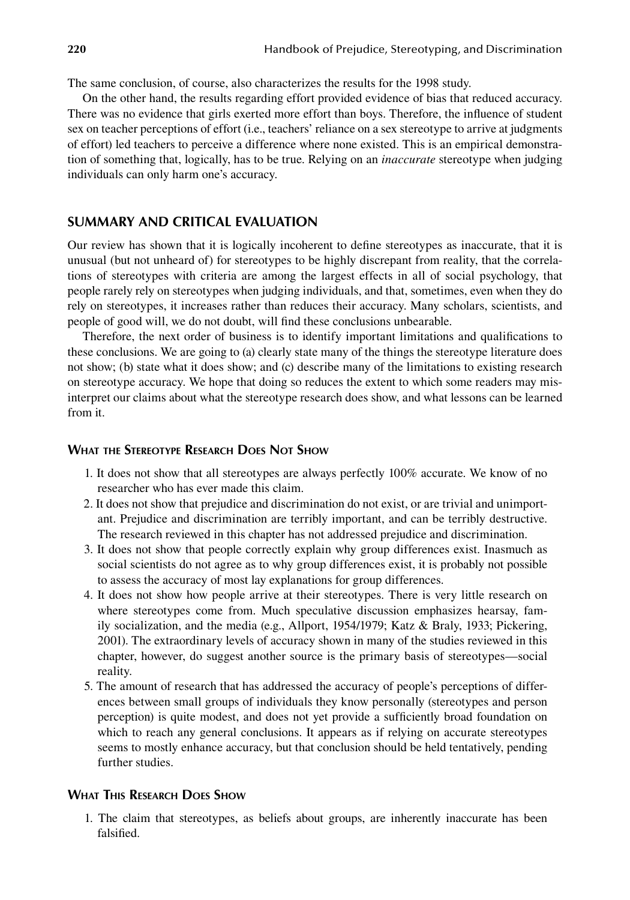The same conclusion, of course, also characterizes the results for the 1998 study.

On the other hand, the results regarding effort provided evidence of bias that reduced accuracy. There was no evidence that girls exerted more effort than boys. Therefore, the influence of student sex on teacher perceptions of effort (i.e., teachers' reliance on a sex stereotype to arrive at judgments of effort) led teachers to perceive a difference where none existed. This is an empirical demonstration of something that, logically, has to be true. Relying on an *inaccurate* stereotype when judging individuals can only harm one's accuracy.

## SUMMARY AND CRITICAL EVALUATION

Our review has shown that it is logically incoherent to define stereotypes as inaccurate, that it is unusual (but not unheard of) for stereotypes to be highly discrepant from reality, that the correlations of stereotypes with criteria are among the largest effects in all of social psychology, that people rarely rely on stereotypes when judging individuals, and that, sometimes, even when they do rely on stereotypes, it increases rather than reduces their accuracy. Many scholars, scientists, and people of good will, we do not doubt, will find these conclusions unbearable.

Therefore, the next order of business is to identify important limitations and qualifications to these conclusions. We are going to (a) clearly state many of the things the stereotype literature does not show; (b) state what it does show; and (c) describe many of the limitations to existing research on stereotype accuracy. We hope that doing so reduces the extent to which some readers may misinterpret our claims about what the stereotype research does show, and what lessons can be learned from it.

### What the Stereotype Research Does Not Show

1. It does not show that all stereotypes are always perfectly 100% accurate. We know of no researcher who has ever made this claim.
2. It does not show that prejudice and discrimination do not exist, or are trivial and unimportant. Prejudice and discrimination are terribly important, and can be terribly destructive. The research reviewed in this chapter has not addressed prejudice and discrimination.
3. It does not show that people correctly explain why group differences exist. Inasmuch as social scientists do not agree as to why group differences exist, it is probably not possible to assess the accuracy of most lay explanations for group differences.
4. It does not show how people arrive at their stereotypes. There is very little research on where stereotypes come from. Much speculative discussion emphasizes hearsay, family socialization, and the media (e.g., Allport, 1954/1979; Katz & Braly, 1933; Pickering, 2001). The extraordinary levels of accuracy shown in many of the studies reviewed in this chapter, however, do suggest another source is the primary basis of stereotypes—social reality.
5. The amount of research that has addressed the accuracy of people's perceptions of differences between small groups of individuals they know personally (stereotypes and person perception) is quite modest, and does not yet provide a sufficiently broad foundation on which to reach any general conclusions. It appears as if relying on accurate stereotypes seems to mostly enhance accuracy, but that conclusion should be held tentatively, pending further studies.

### What This Research Does Show

1. The claim that stereotypes, as beliefs about groups, are inherently inaccurate has been falsified.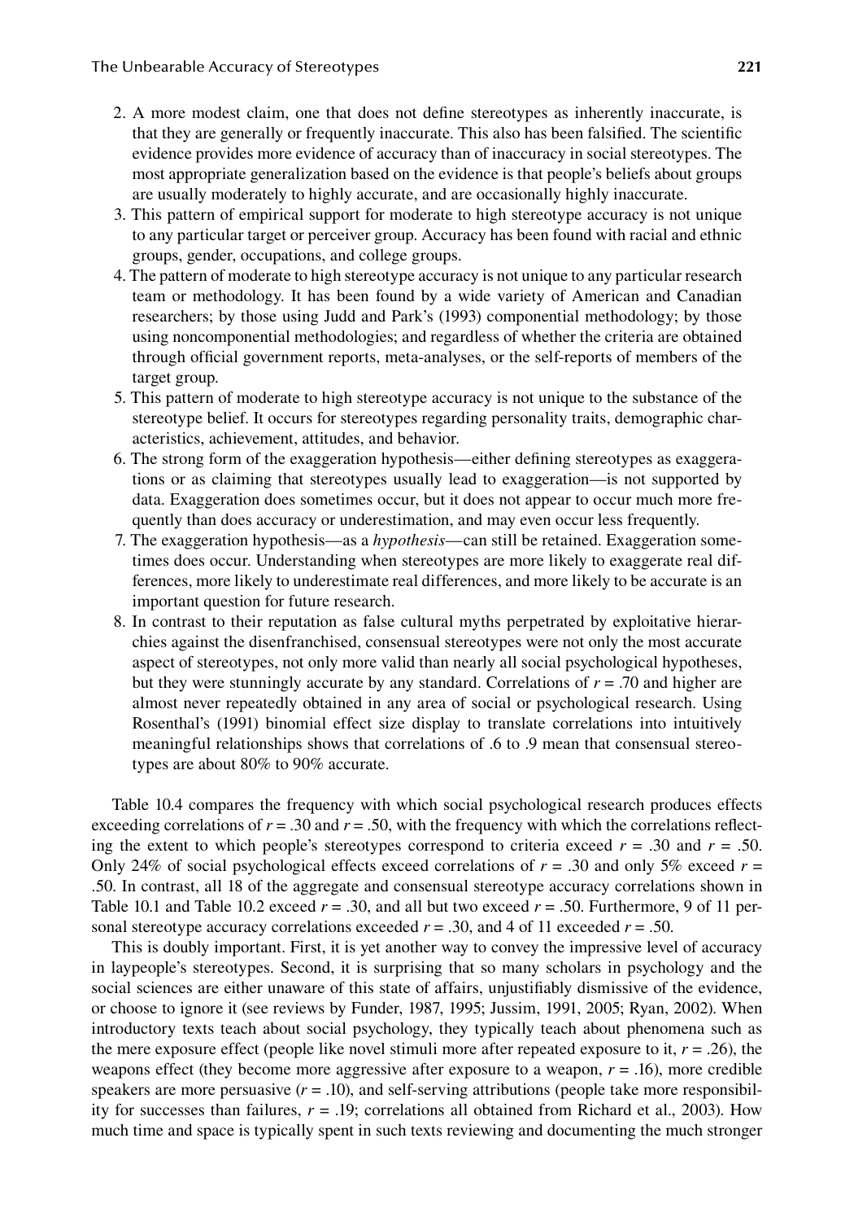2. A more modest claim, one that does not define stereotypes as inherently inaccurate, is that they are generally or frequently inaccurate. This also has been falsified. The scientific evidence provides more evidence of accuracy than of inaccuracy in social stereotypes. The most appropriate generalization based on the evidence is that people's beliefs about groups are usually moderately to highly accurate, and are occasionally highly inaccurate.
3. This pattern of empirical support for moderate to high stereotype accuracy is not unique to any particular target or perceiver group. Accuracy has been found with racial and ethnic groups, gender, occupations, and college groups.
4. The pattern of moderate to high stereotype accuracy is not unique to any particular research team or methodology. It has been found by a wide variety of American and Canadian researchers; by those using Judd and Park's (1993) componential methodology; by those using noncomponential methodologies; and regardless of whether the criteria are obtained through official government reports, meta-analyses, or the self-reports of members of the target group.
5. This pattern of moderate to high stereotype accuracy is not unique to the substance of the stereotype belief. It occurs for stereotypes regarding personality traits, demographic characteristics, achievement, attitudes, and behavior.
6. The strong form of the exaggeration hypothesis—either defining stereotypes as exaggerations or as claiming that stereotypes usually lead to exaggeration—is not supported by data. Exaggeration does sometimes occur, but it does not appear to occur much more frequently than does accuracy or underestimation, and may even occur less frequently.
7. The exaggeration hypothesis—as a *hypothesis*—can still be retained. Exaggeration sometimes does occur. Understanding when stereotypes are more likely to exaggerate real differences, more likely to underestimate real differences, and more likely to be accurate is an important question for future research.
8. In contrast to their reputation as false cultural myths perpetrated by exploitative hierarchies against the disenfranchised, consensual stereotypes were not only the most accurate aspect of stereotypes, not only more valid than nearly all social psychological hypotheses, but they were stunningly accurate by any standard. Correlations of $r = .70$ and higher are almost never repeatedly obtained in any area of social or psychological research. Using Rosenthal's (1991) binomial effect size display to translate correlations into intuitively meaningful relationships shows that correlations of .6 to .9 mean that consensual stereotypes are about 80% to 90% accurate.

Table 10.4 compares the frequency with which social psychological research produces effects exceeding correlations of $r = .30$ and $r = .50$, with the frequency with which the correlations reflecting the extent to which people's stereotypes correspond to criteria exceed $r = .30$ and $r = .50$. Only 24% of social psychological effects exceed correlations of $r = .30$ and only 5% exceed $r = .50$. In contrast, all 18 of the aggregate and consensual stereotype accuracy correlations shown in Table 10.1 and Table 10.2 exceed $r = .30$, and all but two exceed $r = .50$. Furthermore, 9 of 11 personal stereotype accuracy correlations exceeded $r = .30$, and 4 of 11 exceeded $r = .50$.

This is doubly important. First, it is yet another way to convey the impressive level of accuracy in laypeople's stereotypes. Second, it is surprising that so many scholars in psychology and the social sciences are either unaware of this state of affairs, unjustifiably dismissive of the evidence, or choose to ignore it (see reviews by Funder, 1987, 1995; Jussim, 1991, 2005; Ryan, 2002). When introductory texts teach about social psychology, they typically teach about phenomena such as the mere exposure effect (people like novel stimuli more after repeated exposure to it, $r = .26$), the weapons effect (they become more aggressive after exposure to a weapon, $r = .16$), more credible speakers are more persuasive ($r = .10$), and self-serving attributions (people take more responsibility for successes than failures, $r = .19$; correlations all obtained from Richard et al., 2003). How much time and space is typically spent in such texts reviewing and documenting the much stronger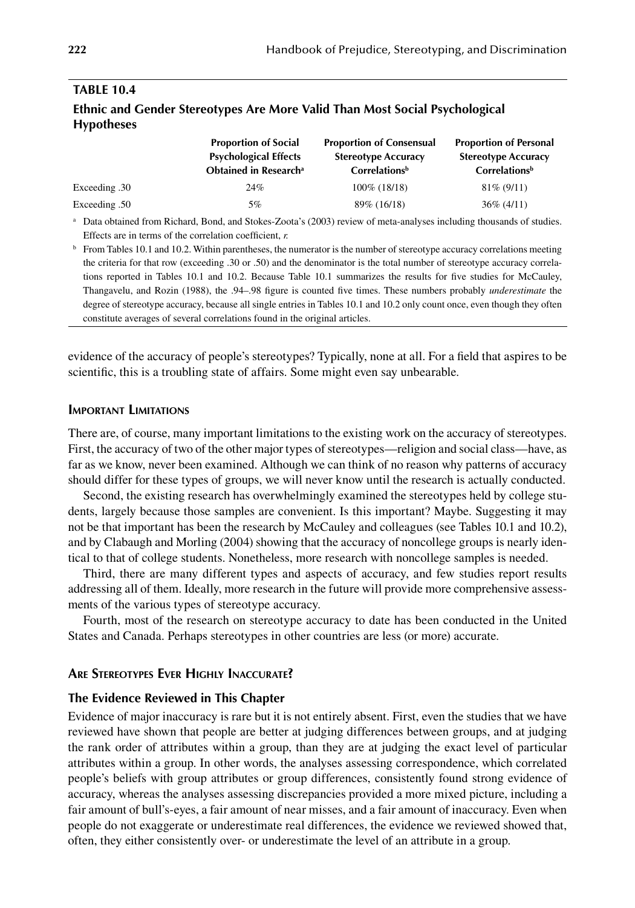**TABLE 10.4**

**Ethnic and Gender Stereotypes Are More Valid Than Most Social Psychological Hypotheses**

| | Proportion of Social Psychological Effects Obtained in Research[a] | Proportion of Consensual Stereotype Accuracy Correlations[b] | Proportion of Personal Stereotype Accuracy Correlations[b] |
|---|---|---|---|
| Exceeding .30 | 24% | 100% (18/18) | 81% (9/11) |
| Exceeding .50 | 5% | 89% (16/18) | 36% (4/11) |

[a] Data obtained from Richard, Bond, and Stokes-Zoota's (2003) review of meta-analyses including thousands of studies. Effects are in terms of the correlation coefficient, *r*.

[b] From Tables 10.1 and 10.2. Within parentheses, the numerator is the number of stereotype accuracy correlations meeting the criteria for that row (exceeding .30 or .50) and the denominator is the total number of stereotype accuracy correlations reported in Tables 10.1 and 10.2. Because Table 10.1 summarizes the results for five studies for McCauley, Thangavelu, and Rozin (1988), the .94–.98 figure is counted five times. These numbers probably *underestimate* the degree of stereotype accuracy, because all single entries in Tables 10.1 and 10.2 only count once, even though they often constitute averages of several correlations found in the original articles.

evidence of the accuracy of people's stereotypes? Typically, none at all. For a field that aspires to be scientific, this is a troubling state of affairs. Some might even say unbearable.

### Important Limitations

There are, of course, many important limitations to the existing work on the accuracy of stereotypes. First, the accuracy of two of the other major types of stereotypes—religion and social class—have, as far as we know, never been examined. Although we can think of no reason why patterns of accuracy should differ for these types of groups, we will never know until the research is actually conducted.

Second, the existing research has overwhelmingly examined the stereotypes held by college students, largely because those samples are convenient. Is this important? Maybe. Suggesting it may not be that important has been the research by McCauley and colleagues (see Tables 10.1 and 10.2), and by Clabaugh and Morling (2004) showing that the accuracy of noncollege groups is nearly identical to that of college students. Nonetheless, more research with noncollege samples is needed.

Third, there are many different types and aspects of accuracy, and few studies report results addressing all of them. Ideally, more research in the future will provide more comprehensive assessments of the various types of stereotype accuracy.

Fourth, most of the research on stereotype accuracy to date has been conducted in the United States and Canada. Perhaps stereotypes in other countries are less (or more) accurate.

### Are Stereotypes Ever Highly Inaccurate?

#### The Evidence Reviewed in This Chapter

Evidence of major inaccuracy is rare but it is not entirely absent. First, even the studies that we have reviewed have shown that people are better at judging differences between groups, and at judging the rank order of attributes within a group, than they are at judging the exact level of particular attributes within a group. In other words, the analyses assessing correspondence, which correlated people's beliefs with group attributes or group differences, consistently found strong evidence of accuracy, whereas the analyses assessing discrepancies provided a more mixed picture, including a fair amount of bull's-eyes, a fair amount of near misses, and a fair amount of inaccuracy. Even when people do not exaggerate or underestimate real differences, the evidence we reviewed showed that, often, they either consistently over- or underestimate the level of an attribute in a group.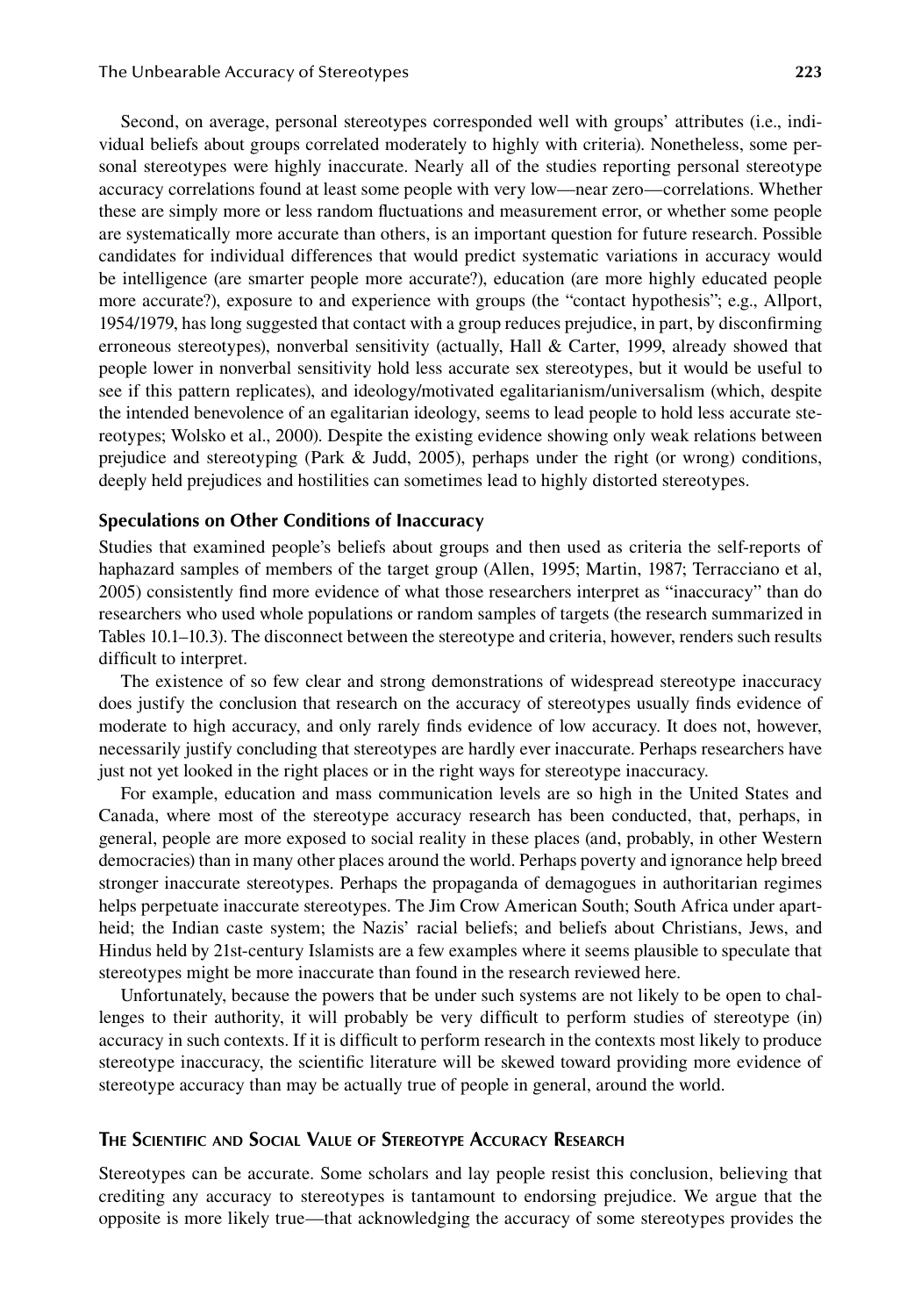Second, on average, personal stereotypes corresponded well with groups' attributes (i.e., individual beliefs about groups correlated moderately to highly with criteria). Nonetheless, some personal stereotypes were highly inaccurate. Nearly all of the studies reporting personal stereotype accuracy correlations found at least some people with very low—near zero—correlations. Whether these are simply more or less random fluctuations and measurement error, or whether some people are systematically more accurate than others, is an important question for future research. Possible candidates for individual differences that would predict systematic variations in accuracy would be intelligence (are smarter people more accurate?), education (are more highly educated people more accurate?), exposure to and experience with groups (the "contact hypothesis"; e.g., Allport, 1954/1979, has long suggested that contact with a group reduces prejudice, in part, by disconfirming erroneous stereotypes), nonverbal sensitivity (actually, Hall & Carter, 1999, already showed that people lower in nonverbal sensitivity hold less accurate sex stereotypes, but it would be useful to see if this pattern replicates), and ideology/motivated egalitarianism/universalism (which, despite the intended benevolence of an egalitarian ideology, seems to lead people to hold less accurate stereotypes; Wolsko et al., 2000). Despite the existing evidence showing only weak relations between prejudice and stereotyping (Park & Judd, 2005), perhaps under the right (or wrong) conditions, deeply held prejudices and hostilities can sometimes lead to highly distorted stereotypes.

### Speculations on Other Conditions of Inaccuracy

Studies that examined people's beliefs about groups and then used as criteria the self-reports of haphazard samples of members of the target group (Allen, 1995; Martin, 1987; Terracciano et al, 2005) consistently find more evidence of what those researchers interpret as "inaccuracy" than do researchers who used whole populations or random samples of targets (the research summarized in Tables 10.1–10.3). The disconnect between the stereotype and criteria, however, renders such results difficult to interpret.

The existence of so few clear and strong demonstrations of widespread stereotype inaccuracy does justify the conclusion that research on the accuracy of stereotypes usually finds evidence of moderate to high accuracy, and only rarely finds evidence of low accuracy. It does not, however, necessarily justify concluding that stereotypes are hardly ever inaccurate. Perhaps researchers have just not yet looked in the right places or in the right ways for stereotype inaccuracy.

For example, education and mass communication levels are so high in the United States and Canada, where most of the stereotype accuracy research has been conducted, that, perhaps, in general, people are more exposed to social reality in these places (and, probably, in other Western democracies) than in many other places around the world. Perhaps poverty and ignorance help breed stronger inaccurate stereotypes. Perhaps the propaganda of demagogues in authoritarian regimes helps perpetuate inaccurate stereotypes. The Jim Crow American South; South Africa under apartheid; the Indian caste system; the Nazis' racial beliefs; and beliefs about Christians, Jews, and Hindus held by 21st-century Islamists are a few examples where it seems plausible to speculate that stereotypes might be more inaccurate than found in the research reviewed here.

Unfortunately, because the powers that be under such systems are not likely to be open to challenges to their authority, it will probably be very difficult to perform studies of stereotype (in) accuracy in such contexts. If it is difficult to perform research in the contexts most likely to produce stereotype inaccuracy, the scientific literature will be skewed toward providing more evidence of stereotype accuracy than may be actually true of people in general, around the world.

## The Scientific and Social Value of Stereotype Accuracy Research

Stereotypes can be accurate. Some scholars and lay people resist this conclusion, believing that crediting any accuracy to stereotypes is tantamount to endorsing prejudice. We argue that the opposite is more likely true—that acknowledging the accuracy of some stereotypes provides the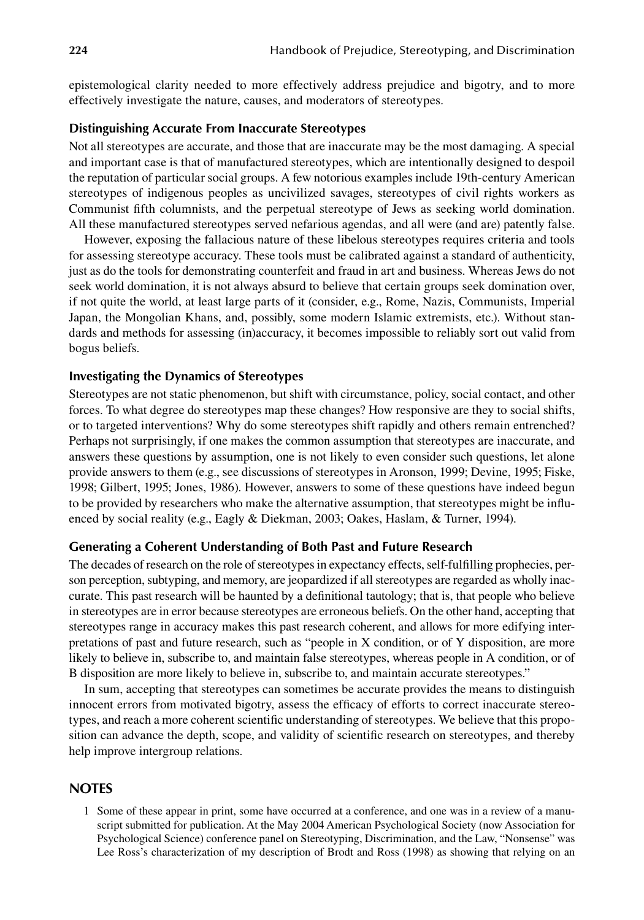epistemological clarity needed to more effectively address prejudice and bigotry, and to more effectively investigate the nature, causes, and moderators of stereotypes.

### Distinguishing Accurate From Inaccurate Stereotypes

Not all stereotypes are accurate, and those that are inaccurate may be the most damaging. A special and important case is that of manufactured stereotypes, which are intentionally designed to despoil the reputation of particular social groups. A few notorious examples include 19th-century American stereotypes of indigenous peoples as uncivilized savages, stereotypes of civil rights workers as Communist fifth columnists, and the perpetual stereotype of Jews as seeking world domination. All these manufactured stereotypes served nefarious agendas, and all were (and are) patently false.

However, exposing the fallacious nature of these libelous stereotypes requires criteria and tools for assessing stereotype accuracy. These tools must be calibrated against a standard of authenticity, just as do the tools for demonstrating counterfeit and fraud in art and business. Whereas Jews do not seek world domination, it is not always absurd to believe that certain groups seek domination over, if not quite the world, at least large parts of it (consider, e.g., Rome, Nazis, Communists, Imperial Japan, the Mongolian Khans, and, possibly, some modern Islamic extremists, etc.). Without standards and methods for assessing (in)accuracy, it becomes impossible to reliably sort out valid from bogus beliefs.

### Investigating the Dynamics of Stereotypes

Stereotypes are not static phenomenon, but shift with circumstance, policy, social contact, and other forces. To what degree do stereotypes map these changes? How responsive are they to social shifts, or to targeted interventions? Why do some stereotypes shift rapidly and others remain entrenched? Perhaps not surprisingly, if one makes the common assumption that stereotypes are inaccurate, and answers these questions by assumption, one is not likely to even consider such questions, let alone provide answers to them (e.g., see discussions of stereotypes in Aronson, 1999; Devine, 1995; Fiske, 1998; Gilbert, 1995; Jones, 1986). However, answers to some of these questions have indeed begun to be provided by researchers who make the alternative assumption, that stereotypes might be influenced by social reality (e.g., Eagly & Diekman, 2003; Oakes, Haslam, & Turner, 1994).

### Generating a Coherent Understanding of Both Past and Future Research

The decades of research on the role of stereotypes in expectancy effects, self-fulfilling prophecies, person perception, subtyping, and memory, are jeopardized if all stereotypes are regarded as wholly inaccurate. This past research will be haunted by a definitional tautology; that is, that people who believe in stereotypes are in error because stereotypes are erroneous beliefs. On the other hand, accepting that stereotypes range in accuracy makes this past research coherent, and allows for more edifying interpretations of past and future research, such as "people in X condition, or of Y disposition, are more likely to believe in, subscribe to, and maintain false stereotypes, whereas people in A condition, or of B disposition are more likely to believe in, subscribe to, and maintain accurate stereotypes."

In sum, accepting that stereotypes can sometimes be accurate provides the means to distinguish innocent errors from motivated bigotry, assess the efficacy of efforts to correct inaccurate stereotypes, and reach a more coherent scientific understanding of stereotypes. We believe that this proposition can advance the depth, scope, and validity of scientific research on stereotypes, and thereby help improve intergroup relations.

## NOTES

1 Some of these appear in print, some have occurred at a conference, and one was in a review of a manuscript submitted for publication. At the May 2004 American Psychological Society (now Association for Psychological Science) conference panel on Stereotyping, Discrimination, and the Law, "Nonsense" was Lee Ross's characterization of my description of Brodt and Ross (1998) as showing that relying on an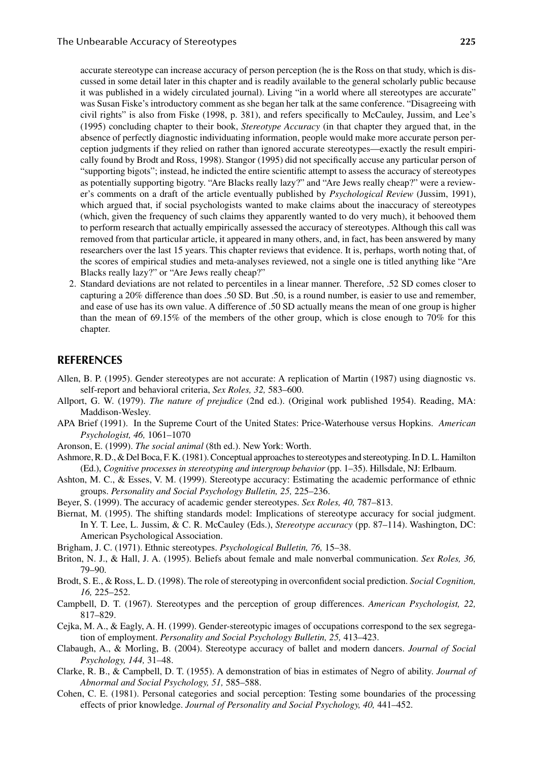accurate stereotype can increase accuracy of person perception (he is the Ross on that study, which is discussed in some detail later in this chapter and is readily available to the general scholarly public because it was published in a widely circulated journal). Living "in a world where all stereotypes are accurate" was Susan Fiske's introductory comment as she began her talk at the same conference. "Disagreeing with civil rights" is also from Fiske (1998, p. 381), and refers specifically to McCauley, Jussim, and Lee's (1995) concluding chapter to their book, *Stereotype Accuracy* (in that chapter they argued that, in the absence of perfectly diagnostic individuating information, people would make more accurate person perception judgments if they relied on rather than ignored accurate stereotypes—exactly the result empirically found by Brodt and Ross, 1998). Stangor (1995) did not specifically accuse any particular person of "supporting bigots"; instead, he indicted the entire scientific attempt to assess the accuracy of stereotypes as potentially supporting bigotry. "Are Blacks really lazy?" and "Are Jews really cheap?" were a reviewer's comments on a draft of the article eventually published by *Psychological Review* (Jussim, 1991), which argued that, if social psychologists wanted to make claims about the inaccuracy of stereotypes (which, given the frequency of such claims they apparently wanted to do very much), it behooved them to perform research that actually empirically assessed the accuracy of stereotypes. Although this call was removed from that particular article, it appeared in many others, and, in fact, has been answered by many researchers over the last 15 years. This chapter reviews that evidence. It is, perhaps, worth noting that, of the scores of empirical studies and meta-analyses reviewed, not a single one is titled anything like "Are Blacks really lazy?" or "Are Jews really cheap?"

2. Standard deviations are not related to percentiles in a linear manner. Therefore, .52 SD comes closer to capturing a 20% difference than does .50 SD. But .50, is a round number, is easier to use and remember, and ease of use has its own value. A difference of .50 SD actually means the mean of one group is higher than the mean of 69.15% of the members of the other group, which is close enough to 70% for this chapter.

## REFERENCES

Allen, B. P. (1995). Gender stereotypes are not accurate: A replication of Martin (1987) using diagnostic vs. self-report and behavioral criteria, *Sex Roles, 32,* 583–600.

Allport, G. W. (1979). *The nature of prejudice* (2nd ed.). (Original work published 1954). Reading, MA: Maddison-Wesley.

APA Brief (1991). In the Supreme Court of the United States: Price-Waterhouse versus Hopkins. *American Psychologist, 46,* 1061–1070

Aronson, E. (1999). *The social animal* (8th ed.). New York: Worth.

Ashmore, R. D., & Del Boca, F. K. (1981). Conceptual approaches to stereotypes and stereotyping. In D. L. Hamilton (Ed.), *Cognitive processes in stereotyping and intergroup behavior* (pp. 1–35). Hillsdale, NJ: Erlbaum.

Ashton, M. C., & Esses, V. M. (1999). Stereotype accuracy: Estimating the academic performance of ethnic groups. *Personality and Social Psychology Bulletin, 25,* 225–236.

Beyer, S. (1999). The accuracy of academic gender stereotypes. *Sex Roles, 40,* 787–813.

Biernat, M. (1995). The shifting standards model: Implications of stereotype accuracy for social judgment. In Y. T. Lee, L. Jussim, & C. R. McCauley (Eds.), *Stereotype accuracy* (pp. 87–114). Washington, DC: American Psychological Association.

Brigham, J. C. (1971). Ethnic stereotypes. *Psychological Bulletin, 76,* 15–38.

Briton, N. J., & Hall, J. A. (1995). Beliefs about female and male nonverbal communication. *Sex Roles, 36,* 79–90.

Brodt, S. E., & Ross, L. D. (1998). The role of stereotyping in overconfident social prediction. *Social Cognition, 16,* 225–252.

Campbell, D. T. (1967). Stereotypes and the perception of group differences. *American Psychologist, 22,* 817–829.

Cejka, M. A., & Eagly, A. H. (1999). Gender-stereotypic images of occupations correspond to the sex segregation of employment. *Personality and Social Psychology Bulletin, 25,* 413–423.

Clabaugh, A., & Morling, B. (2004). Stereotype accuracy of ballet and modern dancers. *Journal of Social Psychology, 144,* 31–48.

Clarke, R. B., & Campbell, D. T. (1955). A demonstration of bias in estimates of Negro of ability. *Journal of Abnormal and Social Psychology, 51,* 585–588.

Cohen, C. E. (1981). Personal categories and social perception: Testing some boundaries of the processing effects of prior knowledge. *Journal of Personality and Social Psychology, 40,* 441–452.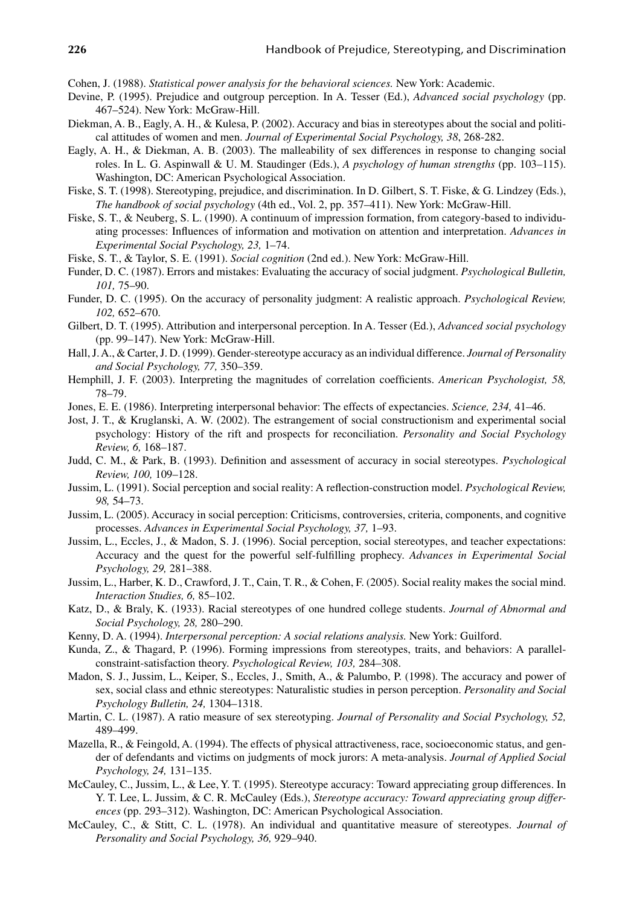Cohen, J. (1988). *Statistical power analysis for the behavioral sciences.* New York: Academic.

Devine, P. (1995). Prejudice and outgroup perception. In A. Tesser (Ed.), *Advanced social psychology* (pp. 467–524). New York: McGraw-Hill.

Diekman, A. B., Eagly, A. H., & Kulesa, P. (2002). Accuracy and bias in stereotypes about the social and political attitudes of women and men. *Journal of Experimental Social Psychology, 38*, 268-282.

Eagly, A. H., & Diekman, A. B. (2003). The malleability of sex differences in response to changing social roles. In L. G. Aspinwall & U. M. Staudinger (Eds.), *A psychology of human strengths* (pp. 103–115). Washington, DC: American Psychological Association.

Fiske, S. T. (1998). Stereotyping, prejudice, and discrimination. In D. Gilbert, S. T. Fiske, & G. Lindzey (Eds.), *The handbook of social psychology* (4th ed., Vol. 2, pp. 357–411). New York: McGraw-Hill.

Fiske, S. T., & Neuberg, S. L. (1990). A continuum of impression formation, from category-based to individuating processes: Influences of information and motivation on attention and interpretation. *Advances in Experimental Social Psychology, 23,* 1–74.

Fiske, S. T., & Taylor, S. E. (1991). *Social cognition* (2nd ed.). New York: McGraw-Hill.

Funder, D. C. (1987). Errors and mistakes: Evaluating the accuracy of social judgment. *Psychological Bulletin, 101,* 75–90.

Funder, D. C. (1995). On the accuracy of personality judgment: A realistic approach. *Psychological Review, 102,* 652–670.

Gilbert, D. T. (1995). Attribution and interpersonal perception. In A. Tesser (Ed.), *Advanced social psychology* (pp. 99–147). New York: McGraw-Hill.

Hall, J. A., & Carter, J. D. (1999). Gender-stereotype accuracy as an individual difference. *Journal of Personality and Social Psychology, 77,* 350–359.

Hemphill, J. F. (2003). Interpreting the magnitudes of correlation coefficients. *American Psychologist, 58,* 78–79.

Jones, E. E. (1986). Interpreting interpersonal behavior: The effects of expectancies. *Science, 234,* 41–46.

Jost, J. T., & Kruglanski, A. W. (2002). The estrangement of social constructionism and experimental social psychology: History of the rift and prospects for reconciliation. *Personality and Social Psychology Review, 6,* 168–187.

Judd, C. M., & Park, B. (1993). Definition and assessment of accuracy in social stereotypes. *Psychological Review, 100,* 109–128.

Jussim, L. (1991). Social perception and social reality: A reflection-construction model. *Psychological Review, 98,* 54–73.

Jussim, L. (2005). Accuracy in social perception: Criticisms, controversies, criteria, components, and cognitive processes. *Advances in Experimental Social Psychology, 37,* 1–93.

Jussim, L., Eccles, J., & Madon, S. J. (1996). Social perception, social stereotypes, and teacher expectations: Accuracy and the quest for the powerful self-fulfilling prophecy. *Advances in Experimental Social Psychology, 29,* 281–388.

Jussim, L., Harber, K. D., Crawford, J. T., Cain, T. R., & Cohen, F. (2005). Social reality makes the social mind. *Interaction Studies, 6,* 85–102.

Katz, D., & Braly, K. (1933). Racial stereotypes of one hundred college students. *Journal of Abnormal and Social Psychology, 28,* 280–290.

Kenny, D. A. (1994). *Interpersonal perception: A social relations analysis.* New York: Guilford.

Kunda, Z., & Thagard, P. (1996). Forming impressions from stereotypes, traits, and behaviors: A parallel-constraint-satisfaction theory. *Psychological Review, 103,* 284–308.

Madon, S. J., Jussim, L., Keiper, S., Eccles, J., Smith, A., & Palumbo, P. (1998). The accuracy and power of sex, social class and ethnic stereotypes: Naturalistic studies in person perception. *Personality and Social Psychology Bulletin, 24,* 1304–1318.

Martin, C. L. (1987). A ratio measure of sex stereotyping. *Journal of Personality and Social Psychology, 52,* 489–499.

Mazella, R., & Feingold, A. (1994). The effects of physical attractiveness, race, socioeconomic status, and gender of defendants and victims on judgments of mock jurors: A meta-analysis. *Journal of Applied Social Psychology, 24,* 131–135.

McCauley, C., Jussim, L., & Lee, Y. T. (1995). Stereotype accuracy: Toward appreciating group differences. In Y. T. Lee, L. Jussim, & C. R. McCauley (Eds.), *Stereotype accuracy: Toward appreciating group differences* (pp. 293–312). Washington, DC: American Psychological Association.

McCauley, C., & Stitt, C. L. (1978). An individual and quantitative measure of stereotypes. *Journal of Personality and Social Psychology, 36,* 929–940.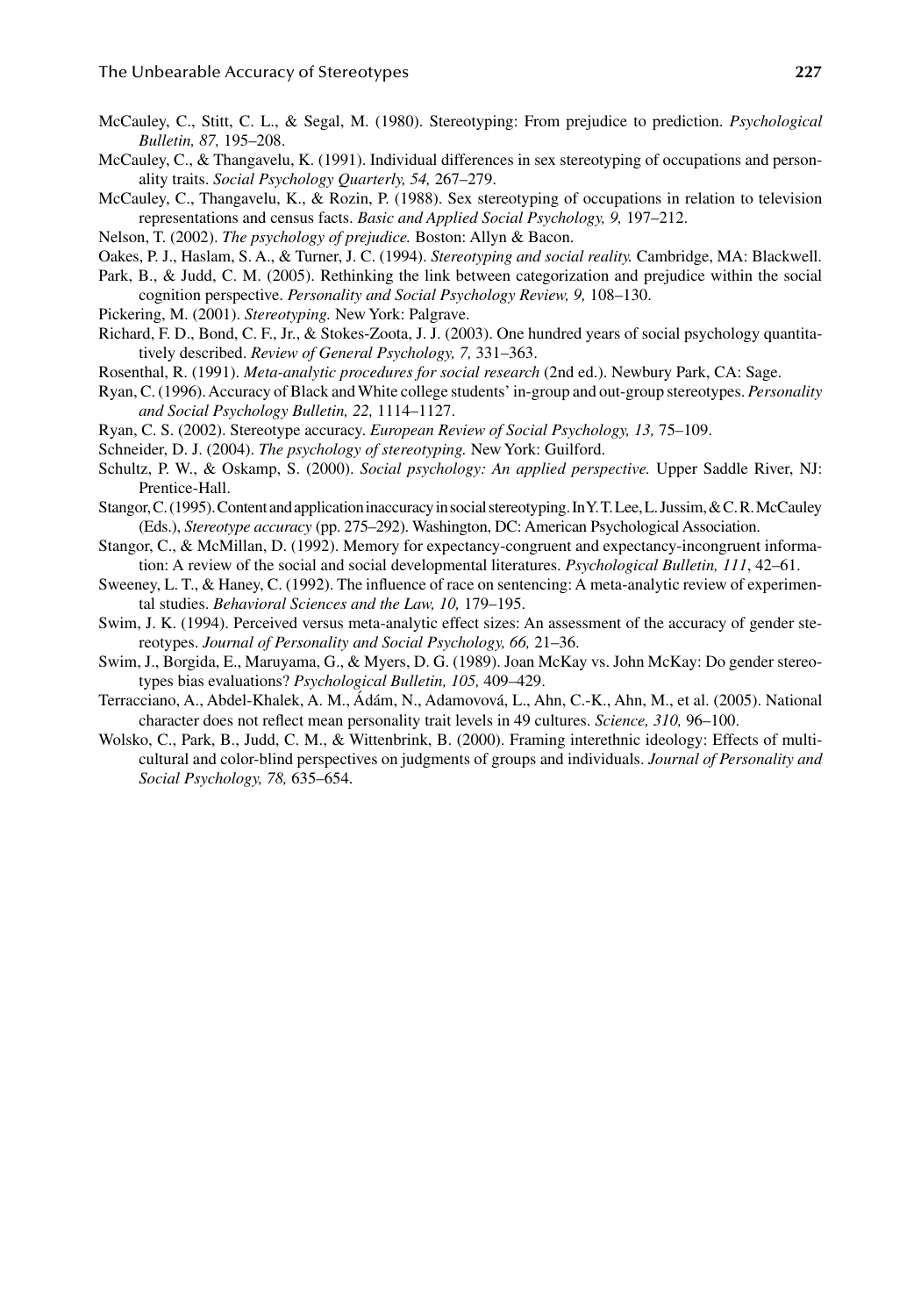McCauley, C., Stitt, C. L., & Segal, M. (1980). Stereotyping: From prejudice to prediction. *Psychological Bulletin, 87,* 195–208.

McCauley, C., & Thangavelu, K. (1991). Individual differences in sex stereotyping of occupations and personality traits. *Social Psychology Quarterly, 54,* 267–279.

McCauley, C., Thangavelu, K., & Rozin, P. (1988). Sex stereotyping of occupations in relation to television representations and census facts. *Basic and Applied Social Psychology, 9,* 197–212.

Nelson, T. (2002). *The psychology of prejudice.* Boston: Allyn & Bacon.

Oakes, P. J., Haslam, S. A., & Turner, J. C. (1994). *Stereotyping and social reality.* Cambridge, MA: Blackwell.

Park, B., & Judd, C. M. (2005). Rethinking the link between categorization and prejudice within the social cognition perspective. *Personality and Social Psychology Review, 9,* 108–130.

Pickering, M. (2001). *Stereotyping.* New York: Palgrave.

Richard, F. D., Bond, C. F., Jr., & Stokes-Zoota, J. J. (2003). One hundred years of social psychology quantitatively described. *Review of General Psychology, 7,* 331–363.

Rosenthal, R. (1991). *Meta-analytic procedures for social research* (2nd ed.). Newbury Park, CA: Sage.

Ryan, C. (1996). Accuracy of Black and White college students' in-group and out-group stereotypes. *Personality and Social Psychology Bulletin, 22,* 1114–1127.

Ryan, C. S. (2002). Stereotype accuracy. *European Review of Social Psychology, 13,* 75–109.

Schneider, D. J. (2004). *The psychology of stereotyping.* New York: Guilford.

Schultz, P. W., & Oskamp, S. (2000). *Social psychology: An applied perspective.* Upper Saddle River, NJ: Prentice-Hall.

Stangor, C. (1995). Content and application inaccuracy in social stereotyping. In Y. T. Lee, L. Jussim, & C. R. McCauley (Eds.), *Stereotype accuracy* (pp. 275–292). Washington, DC: American Psychological Association.

Stangor, C., & McMillan, D. (1992). Memory for expectancy-congruent and expectancy-incongruent information: A review of the social and social developmental literatures. *Psychological Bulletin, 111*, 42–61.

Sweeney, L. T., & Haney, C. (1992). The influence of race on sentencing: A meta-analytic review of experimental studies. *Behavioral Sciences and the Law, 10,* 179–195.

Swim, J. K. (1994). Perceived versus meta-analytic effect sizes: An assessment of the accuracy of gender stereotypes. *Journal of Personality and Social Psychology, 66,* 21–36.

Swim, J., Borgida, E., Maruyama, G., & Myers, D. G. (1989). Joan McKay vs. John McKay: Do gender stereotypes bias evaluations? *Psychological Bulletin, 105,* 409–429.

Terracciano, A., Abdel-Khalek, A. M., Ádám, N., Adamovová, L., Ahn, C.-K., Ahn, M., et al. (2005). National character does not reflect mean personality trait levels in 49 cultures. *Science, 310,* 96–100.

Wolsko, C., Park, B., Judd, C. M., & Wittenbrink, B. (2000). Framing interethnic ideology: Effects of multicultural and color-blind perspectives on judgments of groups and individuals. *Journal of Personality and Social Psychology, 78,* 635–654.